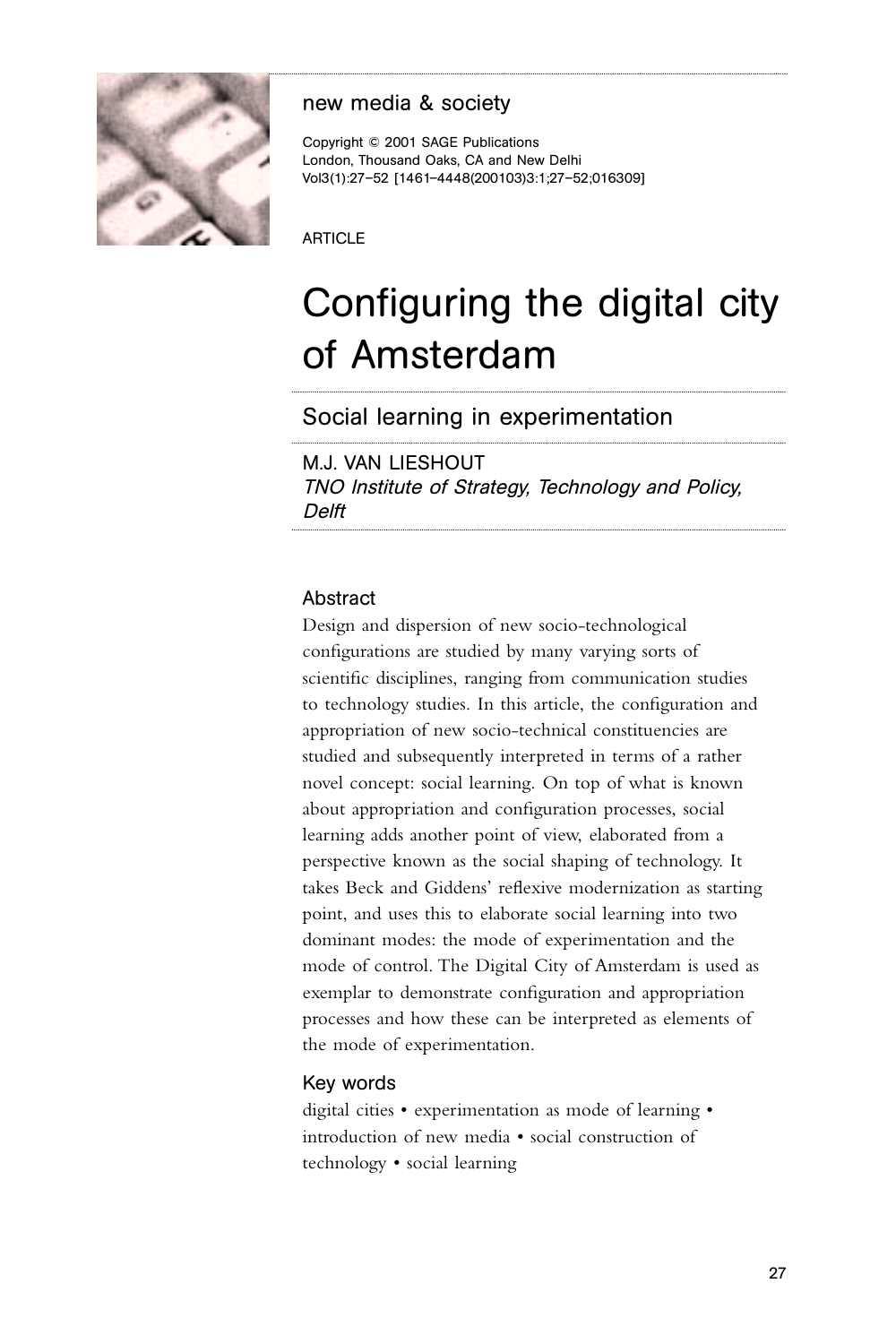new media & society

Copyright © 2001 SAGE Publications
London, Thousand Oaks, CA and New Delhi
Vol3(1):27–52 [1461–4448(200103)3:1;27–52;016309]

ARTICLE

# Configuring the digital city of Amsterdam

## Social learning in experimentation

M.J. VAN LIESHOUT
*TNO Institute of Strategy, Technology and Policy, Delft*

### Abstract

Design and dispersion of new socio-technological configurations are studied by many varying sorts of scientific disciplines, ranging from communication studies to technology studies. In this article, the configuration and appropriation of new socio-technical constituencies are studied and subsequently interpreted in terms of a rather novel concept: social learning. On top of what is known about appropriation and configuration processes, social learning adds another point of view, elaborated from a perspective known as the social shaping of technology. It takes Beck and Giddens' reflexive modernization as starting point, and uses this to elaborate social learning into two dominant modes: the mode of experimentation and the mode of control. The Digital City of Amsterdam is used as exemplar to demonstrate configuration and appropriation processes and how these can be interpreted as elements of the mode of experimentation.

### Key words

digital cities • experimentation as mode of learning • introduction of new media • social construction of technology • social learning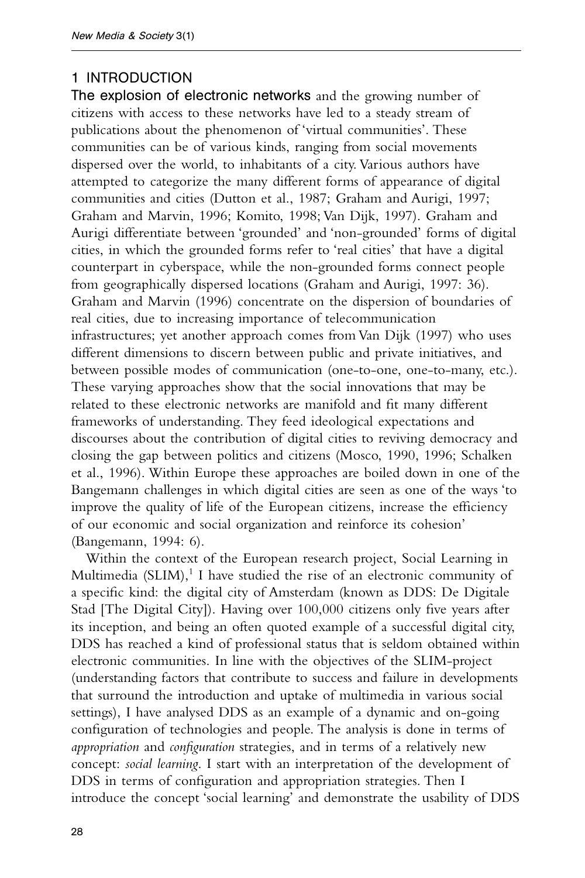## 1 INTRODUCTION

The explosion of electronic networks and the growing number of citizens with access to these networks have led to a steady stream of publications about the phenomenon of 'virtual communities'. These communities can be of various kinds, ranging from social movements dispersed over the world, to inhabitants of a city. Various authors have attempted to categorize the many different forms of appearance of digital communities and cities (Dutton et al., 1987; Graham and Aurigi, 1997; Graham and Marvin, 1996; Komito, 1998; Van Dijk, 1997). Graham and Aurigi differentiate between 'grounded' and 'non-grounded' forms of digital cities, in which the grounded forms refer to 'real cities' that have a digital counterpart in cyberspace, while the non-grounded forms connect people from geographically dispersed locations (Graham and Aurigi, 1997: 36). Graham and Marvin (1996) concentrate on the dispersion of boundaries of real cities, due to increasing importance of telecommunication infrastructures; yet another approach comes from Van Dijk (1997) who uses different dimensions to discern between public and private initiatives, and between possible modes of communication (one-to-one, one-to-many, etc.). These varying approaches show that the social innovations that may be related to these electronic networks are manifold and fit many different frameworks of understanding. They feed ideological expectations and discourses about the contribution of digital cities to reviving democracy and closing the gap between politics and citizens (Mosco, 1990, 1996; Schalken et al., 1996). Within Europe these approaches are boiled down in one of the Bangemann challenges in which digital cities are seen as one of the ways 'to improve the quality of life of the European citizens, increase the efficiency of our economic and social organization and reinforce its cohesion' (Bangemann, 1994: 6).

Within the context of the European research project, Social Learning in Multimedia (SLIM),[1] I have studied the rise of an electronic community of a specific kind: the digital city of Amsterdam (known as DDS: De Digitale Stad [The Digital City]). Having over 100,000 citizens only five years after its inception, and being an often quoted example of a successful digital city, DDS has reached a kind of professional status that is seldom obtained within electronic communities. In line with the objectives of the SLIM-project (understanding factors that contribute to success and failure in developments that surround the introduction and uptake of multimedia in various social settings), I have analysed DDS as an example of a dynamic and on-going configuration of technologies and people. The analysis is done in terms of *appropriation* and *configuration* strategies, and in terms of a relatively new concept: *social learning*. I start with an interpretation of the development of DDS in terms of configuration and appropriation strategies. Then I introduce the concept 'social learning' and demonstrate the usability of DDS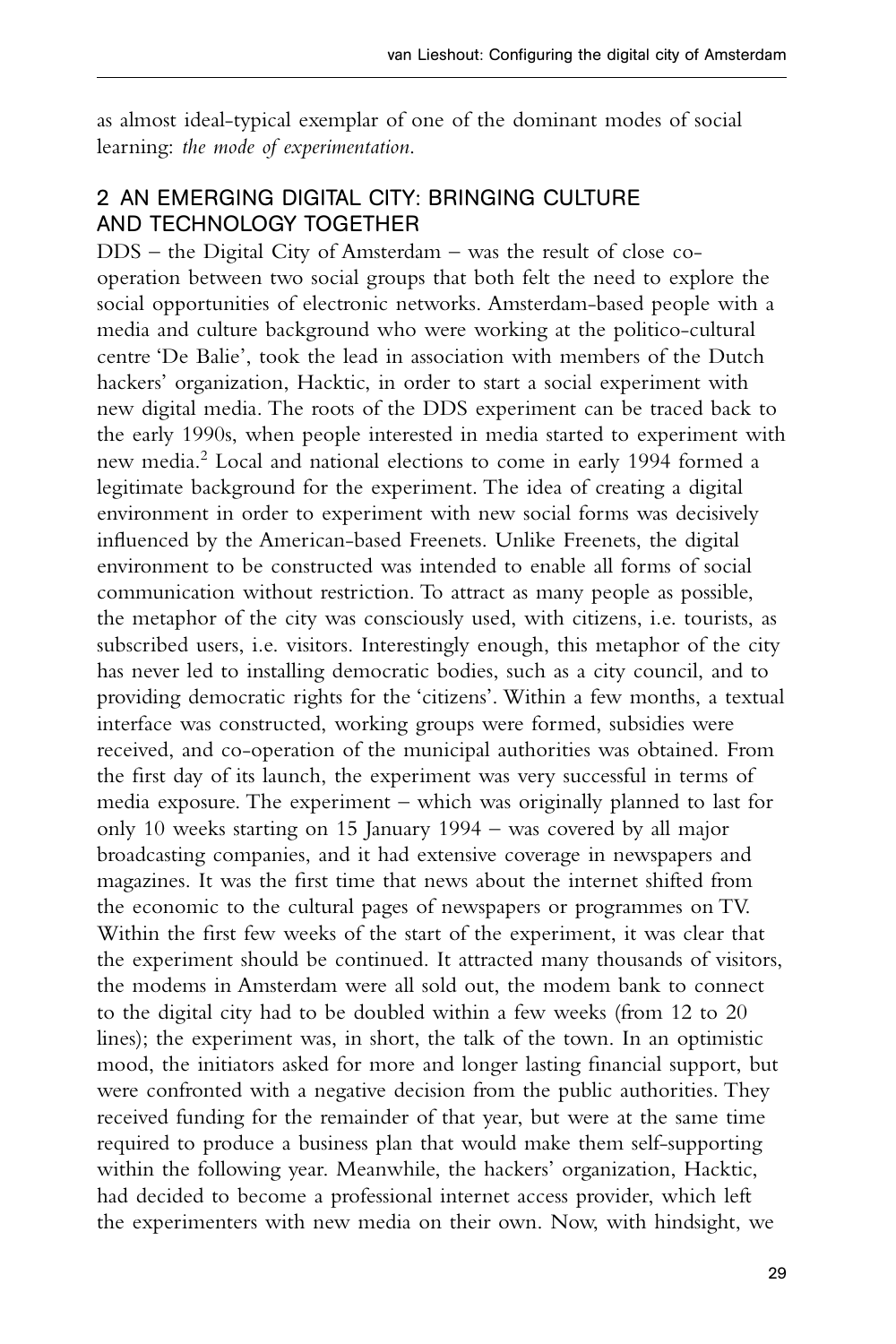as almost ideal-typical exemplar of one of the dominant modes of social learning: *the mode of experimentation*.

## 2 AN EMERGING DIGITAL CITY: BRINGING CULTURE AND TECHNOLOGY TOGETHER

DDS – the Digital City of Amsterdam – was the result of close co-operation between two social groups that both felt the need to explore the social opportunities of electronic networks. Amsterdam-based people with a media and culture background who were working at the politico-cultural centre 'De Balie', took the lead in association with members of the Dutch hackers' organization, Hacktic, in order to start a social experiment with new digital media. The roots of the DDS experiment can be traced back to the early 1990s, when people interested in media started to experiment with new media.[2] Local and national elections to come in early 1994 formed a legitimate background for the experiment. The idea of creating a digital environment in order to experiment with new social forms was decisively influenced by the American-based Freenets. Unlike Freenets, the digital environment to be constructed was intended to enable all forms of social communication without restriction. To attract as many people as possible, the metaphor of the city was consciously used, with citizens, i.e. tourists, as subscribed users, i.e. visitors. Interestingly enough, this metaphor of the city has never led to installing democratic bodies, such as a city council, and to providing democratic rights for the 'citizens'. Within a few months, a textual interface was constructed, working groups were formed, subsidies were received, and co-operation of the municipal authorities was obtained. From the first day of its launch, the experiment was very successful in terms of media exposure. The experiment – which was originally planned to last for only 10 weeks starting on 15 January 1994 – was covered by all major broadcasting companies, and it had extensive coverage in newspapers and magazines. It was the first time that news about the internet shifted from the economic to the cultural pages of newspapers or programmes on TV. Within the first few weeks of the start of the experiment, it was clear that the experiment should be continued. It attracted many thousands of visitors, the modems in Amsterdam were all sold out, the modem bank to connect to the digital city had to be doubled within a few weeks (from 12 to 20 lines); the experiment was, in short, the talk of the town. In an optimistic mood, the initiators asked for more and longer lasting financial support, but were confronted with a negative decision from the public authorities. They received funding for the remainder of that year, but were at the same time required to produce a business plan that would make them self-supporting within the following year. Meanwhile, the hackers' organization, Hacktic, had decided to become a professional internet access provider, which left the experimenters with new media on their own. Now, with hindsight, we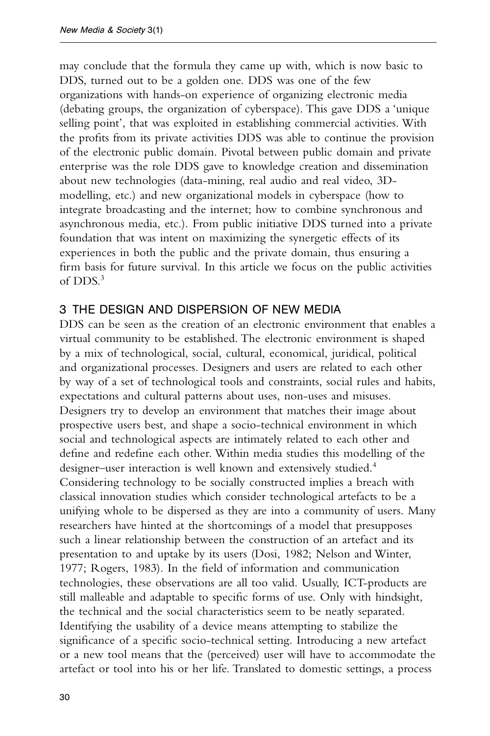may conclude that the formula they came up with, which is now basic to DDS, turned out to be a golden one. DDS was one of the few organizations with hands-on experience of organizing electronic media (debating groups, the organization of cyberspace). This gave DDS a 'unique selling point', that was exploited in establishing commercial activities. With the profits from its private activities DDS was able to continue the provision of the electronic public domain. Pivotal between public domain and private enterprise was the role DDS gave to knowledge creation and dissemination about new technologies (data-mining, real audio and real video, 3D-modelling, etc.) and new organizational models in cyberspace (how to integrate broadcasting and the internet; how to combine synchronous and asynchronous media, etc.). From public initiative DDS turned into a private foundation that was intent on maximizing the synergetic effects of its experiences in both the public and the private domain, thus ensuring a firm basis for future survival. In this article we focus on the public activities of DDS.[3]

## 3 THE DESIGN AND DISPERSION OF NEW MEDIA

DDS can be seen as the creation of an electronic environment that enables a virtual community to be established. The electronic environment is shaped by a mix of technological, social, cultural, economical, juridical, political and organizational processes. Designers and users are related to each other by way of a set of technological tools and constraints, social rules and habits, expectations and cultural patterns about uses, non-uses and misuses. Designers try to develop an environment that matches their image about prospective users best, and shape a socio-technical environment in which social and technological aspects are intimately related to each other and define and redefine each other. Within media studies this modelling of the designer–user interaction is well known and extensively studied.[4] Considering technology to be socially constructed implies a breach with classical innovation studies which consider technological artefacts to be a unifying whole to be dispersed as they are into a community of users. Many researchers have hinted at the shortcomings of a model that presupposes such a linear relationship between the construction of an artefact and its presentation to and uptake by its users (Dosi, 1982; Nelson and Winter, 1977; Rogers, 1983). In the field of information and communication technologies, these observations are all too valid. Usually, ICT-products are still malleable and adaptable to specific forms of use. Only with hindsight, the technical and the social characteristics seem to be neatly separated. Identifying the usability of a device means attempting to stabilize the significance of a specific socio-technical setting. Introducing a new artefact or a new tool means that the (perceived) user will have to accommodate the artefact or tool into his or her life. Translated to domestic settings, a process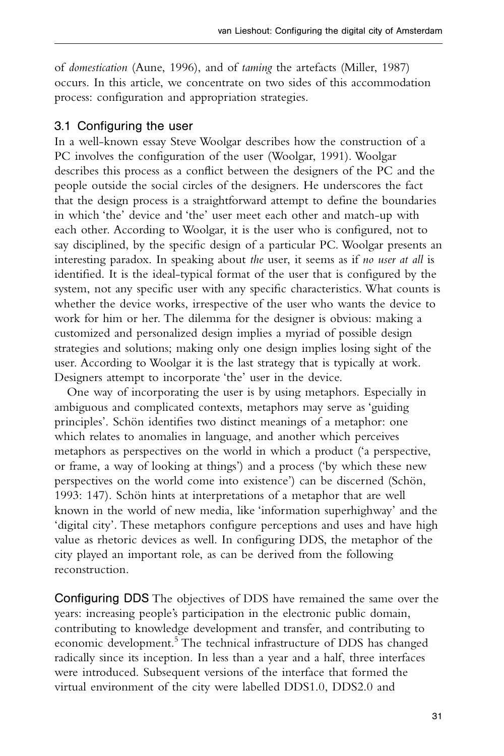of *domestication* (Aune, 1996), and of *taming* the artefacts (Miller, 1987) occurs. In this article, we concentrate on two sides of this accommodation process: configuration and appropriation strategies.

### 3.1 Configuring the user

In a well-known essay Steve Woolgar describes how the construction of a PC involves the configuration of the user (Woolgar, 1991). Woolgar describes this process as a conflict between the designers of the PC and the people outside the social circles of the designers. He underscores the fact that the design process is a straightforward attempt to define the boundaries in which 'the' device and 'the' user meet each other and match-up with each other. According to Woolgar, it is the user who is configured, not to say disciplined, by the specific design of a particular PC. Woolgar presents an interesting paradox. In speaking about *the* user, it seems as if *no user at all* is identified. It is the ideal-typical format of the user that is configured by the system, not any specific user with any specific characteristics. What counts is whether the device works, irrespective of the user who wants the device to work for him or her. The dilemma for the designer is obvious: making a customized and personalized design implies a myriad of possible design strategies and solutions; making only one design implies losing sight of the user. According to Woolgar it is the last strategy that is typically at work. Designers attempt to incorporate 'the' user in the device.

One way of incorporating the user is by using metaphors. Especially in ambiguous and complicated contexts, metaphors may serve as 'guiding principles'. Schön identifies two distinct meanings of a metaphor: one which relates to anomalies in language, and another which perceives metaphors as perspectives on the world in which a product ('a perspective, or frame, a way of looking at things') and a process ('by which these new perspectives on the world come into existence') can be discerned (Schön, 1993: 147). Schön hints at interpretations of a metaphor that are well known in the world of new media, like 'information superhighway' and the 'digital city'. These metaphors configure perceptions and uses and have high value as rhetoric devices as well. In configuring DDS, the metaphor of the city played an important role, as can be derived from the following reconstruction.

**Configuring DDS** The objectives of DDS have remained the same over the years: increasing people's participation in the electronic public domain, contributing to knowledge development and transfer, and contributing to economic development.[5] The technical infrastructure of DDS has changed radically since its inception. In less than a year and a half, three interfaces were introduced. Subsequent versions of the interface that formed the virtual environment of the city were labelled DDS1.0, DDS2.0 and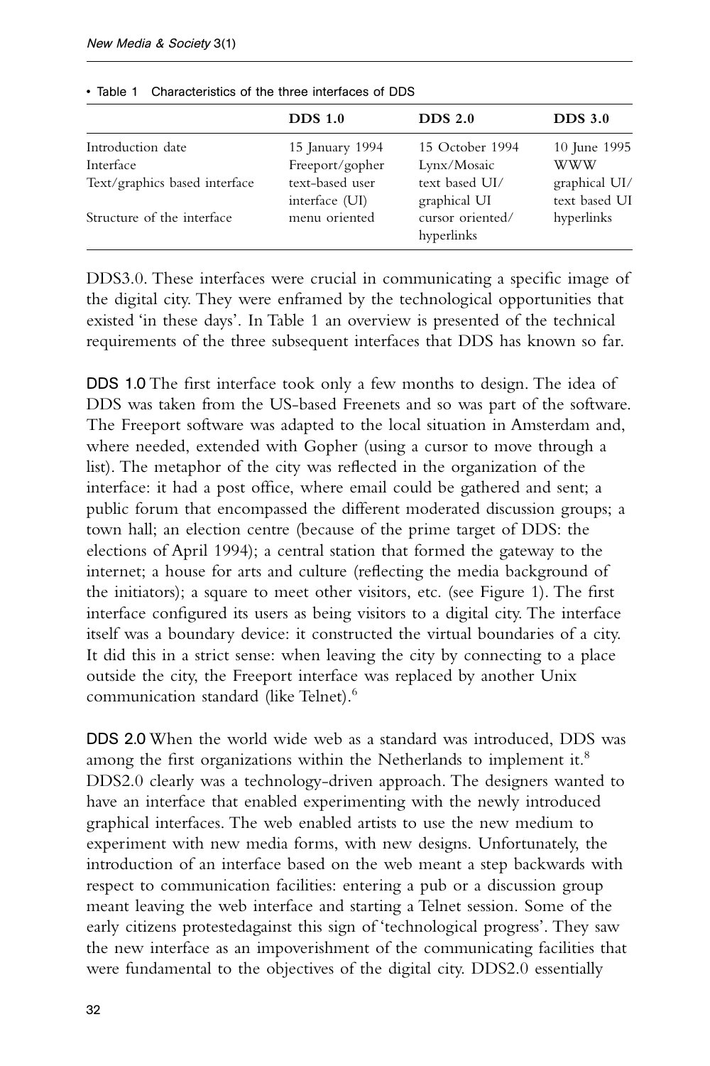• Table 1 Characteristics of the three interfaces of DDS

| | DDS 1.0 | DDS 2.0 | DDS 3.0 |
|---|---|---|---|
| Introduction date | 15 January 1994 | 15 October 1994 | 10 June 1995 |
| Interface | Freeport/gopher | Lynx/Mosaic | WWW |
| Text/graphics based interface | text-based user interface (UI) | text based UI/ graphical UI | graphical UI/ text based UI |
| Structure of the interface | menu oriented | cursor oriented/ hyperlinks | hyperlinks |

DDS3.0. These interfaces were crucial in communicating a specific image of the digital city. They were enframed by the technological opportunities that existed 'in these days'. In Table 1 an overview is presented of the technical requirements of the three subsequent interfaces that DDS has known so far.

**DDS 1.0** The first interface took only a few months to design. The idea of DDS was taken from the US-based Freenets and so was part of the software. The Freeport software was adapted to the local situation in Amsterdam and, where needed, extended with Gopher (using a cursor to move through a list). The metaphor of the city was reflected in the organization of the interface: it had a post office, where email could be gathered and sent; a public forum that encompassed the different moderated discussion groups; a town hall; an election centre (because of the prime target of DDS: the elections of April 1994); a central station that formed the gateway to the internet; a house for arts and culture (reflecting the media background of the initiators); a square to meet other visitors, etc. (see Figure 1). The first interface configured its users as being visitors to a digital city. The interface itself was a boundary device: it constructed the virtual boundaries of a city. It did this in a strict sense: when leaving the city by connecting to a place outside the city, the Freeport interface was replaced by another Unix communication standard (like Telnet).[6]

**DDS 2.0** When the world wide web as a standard was introduced, DDS was among the first organizations within the Netherlands to implement it.[8] DDS2.0 clearly was a technology-driven approach. The designers wanted to have an interface that enabled experimenting with the newly introduced graphical interfaces. The web enabled artists to use the new medium to experiment with new media forms, with new designs. Unfortunately, the introduction of an interface based on the web meant a step backwards with respect to communication facilities: entering a pub or a discussion group meant leaving the web interface and starting a Telnet session. Some of the early citizens protestedagainst this sign of 'technological progress'. They saw the new interface as an impoverishment of the communicating facilities that were fundamental to the objectives of the digital city. DDS2.0 essentially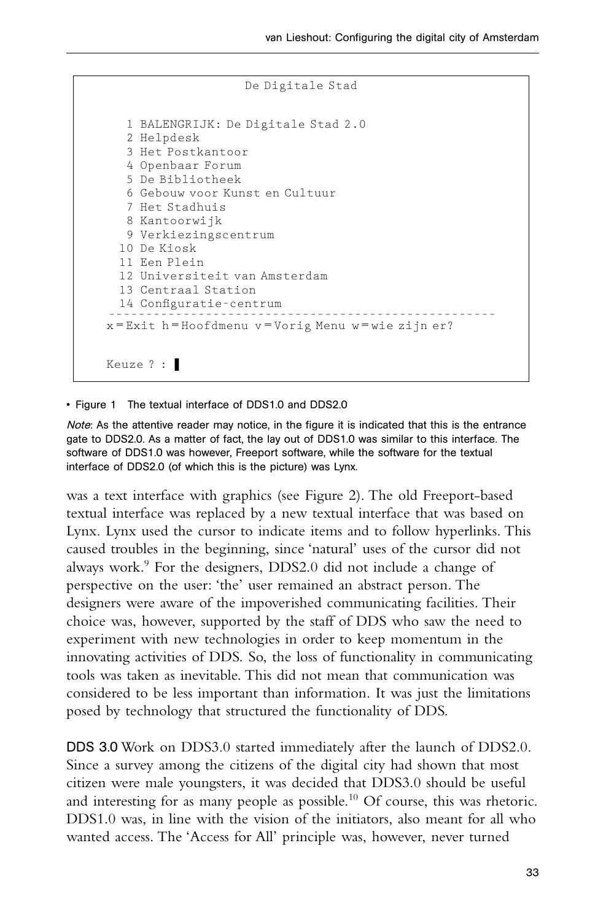```
                    De Digitale Stad

   1 BALENGRIJK: De Digitale Stad 2.0
   2 Helpdesk
   3 Het Postkantoor
   4 Openbaar Forum
   5 De Bibliotheek
   6 Gebouw voor Kunst en Cultuur
   7 Het Stadhuis
   8 Kantoorwijk
   9 Verkiezingscentrum
  10 De Kiosk
  11 Een Plein
  12 Universiteit van Amsterdam
  13 Centraal Station
  14 Configuratie-centrum
 ----------------------------------------------------
x=Exit h=Hoofdmenu v=Vorig Menu w=wie zijn er?

Keuze ? : ▌
```

• Figure 1 The textual interface of DDS1.0 and DDS2.0

*Note*: As the attentive reader may notice, in the figure it is indicated that this is the entrance gate to DDS2.0. As a matter of fact, the lay out of DDS1.0 was similar to this interface. The software of DDS1.0 was however, Freeport software, while the software for the textual interface of DDS2.0 (of which this is the picture) was Lynx.

was a text interface with graphics (see Figure 2). The old Freeport-based textual interface was replaced by a new textual interface that was based on Lynx. Lynx used the cursor to indicate items and to follow hyperlinks. This caused troubles in the beginning, since 'natural' uses of the cursor did not always work.[9] For the designers, DDS2.0 did not include a change of perspective on the user: 'the' user remained an abstract person. The designers were aware of the impoverished communicating facilities. Their choice was, however, supported by the staff of DDS who saw the need to experiment with new technologies in order to keep momentum in the innovating activities of DDS. So, the loss of functionality in communicating tools was taken as inevitable. This did not mean that communication was considered to be less important than information. It was just the limitations posed by technology that structured the functionality of DDS.

**DDS 3.0** Work on DDS3.0 started immediately after the launch of DDS2.0. Since a survey among the citizens of the digital city had shown that most citizen were male youngsters, it was decided that DDS3.0 should be useful and interesting for as many people as possible.[10] Of course, this was rhetoric. DDS1.0 was, in line with the vision of the initiators, also meant for all who wanted access. The 'Access for All' principle was, however, never turned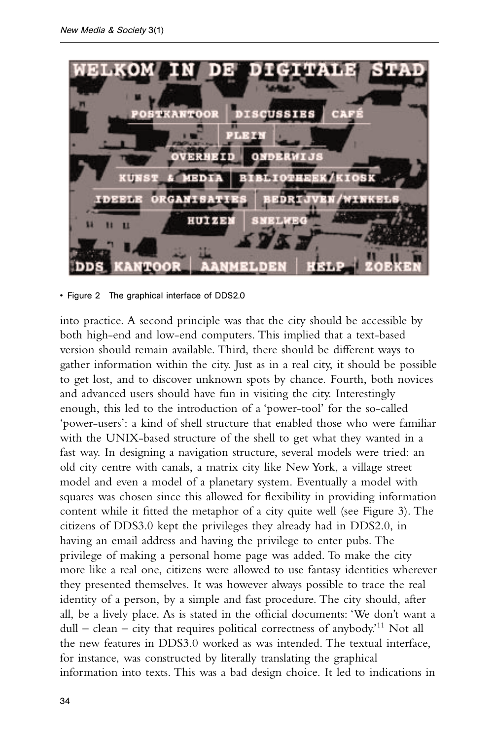• Figure 2 The graphical interface of DDS2.0

into practice. A second principle was that the city should be accessible by both high-end and low-end computers. This implied that a text-based version should remain available. Third, there should be different ways to gather information within the city. Just as in a real city, it should be possible to get lost, and to discover unknown spots by chance. Fourth, both novices and advanced users should have fun in visiting the city. Interestingly enough, this led to the introduction of a 'power-tool' for the so-called 'power-users': a kind of shell structure that enabled those who were familiar with the UNIX-based structure of the shell to get what they wanted in a fast way. In designing a navigation structure, several models were tried: an old city centre with canals, a matrix city like New York, a village street model and even a model of a planetary system. Eventually a model with squares was chosen since this allowed for flexibility in providing information content while it fitted the metaphor of a city quite well (see Figure 3). The citizens of DDS3.0 kept the privileges they already had in DDS2.0, in having an email address and having the privilege to enter pubs. The privilege of making a personal home page was added. To make the city more like a real one, citizens were allowed to use fantasy identities wherever they presented themselves. It was however always possible to trace the real identity of a person, by a simple and fast procedure. The city should, after all, be a lively place. As is stated in the official documents: 'We don't want a dull – clean – city that requires political correctness of anybody.'[11] Not all the new features in DDS3.0 worked as was intended. The textual interface, for instance, was constructed by literally translating the graphical information into texts. This was a bad design choice. It led to indications in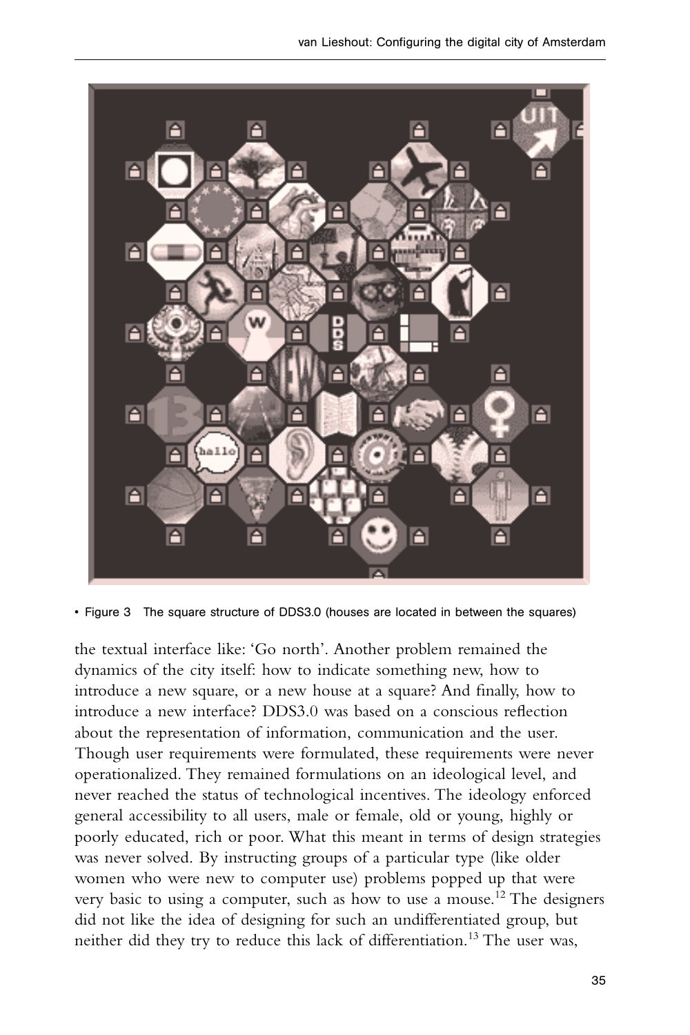• Figure 3 The square structure of DDS3.0 (houses are located in between the squares)

the textual interface like: 'Go north'. Another problem remained the dynamics of the city itself: how to indicate something new, how to introduce a new square, or a new house at a square? And finally, how to introduce a new interface? DDS3.0 was based on a conscious reflection about the representation of information, communication and the user. Though user requirements were formulated, these requirements were never operationalized. They remained formulations on an ideological level, and never reached the status of technological incentives. The ideology enforced general accessibility to all users, male or female, old or young, highly or poorly educated, rich or poor. What this meant in terms of design strategies was never solved. By instructing groups of a particular type (like older women who were new to computer use) problems popped up that were very basic to using a computer, such as how to use a mouse.[12] The designers did not like the idea of designing for such an undifferentiated group, but neither did they try to reduce this lack of differentiation.[13] The user was,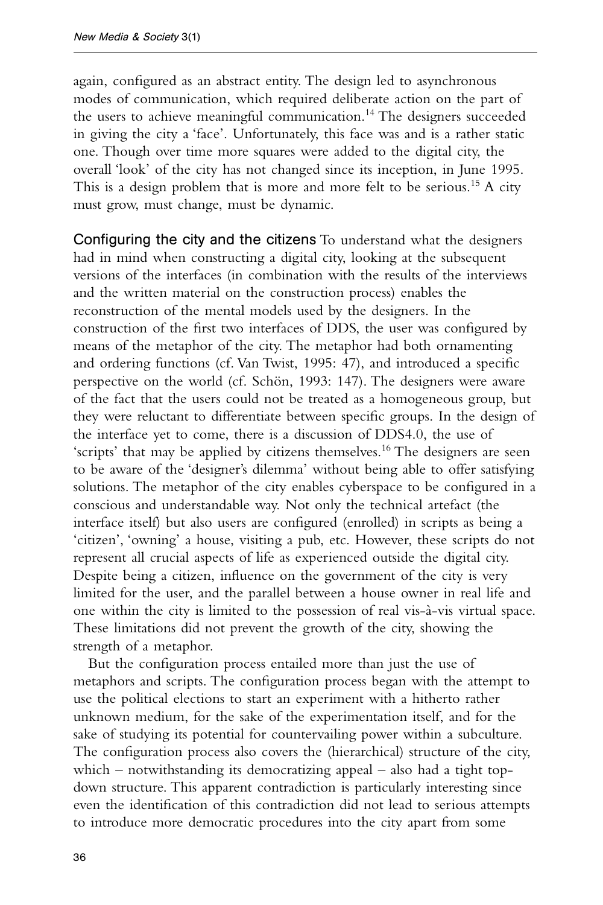again, configured as an abstract entity. The design led to asynchronous modes of communication, which required deliberate action on the part of the users to achieve meaningful communication.[14] The designers succeeded in giving the city a 'face'. Unfortunately, this face was and is a rather static one. Though over time more squares were added to the digital city, the overall 'look' of the city has not changed since its inception, in June 1995. This is a design problem that is more and more felt to be serious.[15] A city must grow, must change, must be dynamic.

**Configuring the city and the citizens** To understand what the designers had in mind when constructing a digital city, looking at the subsequent versions of the interfaces (in combination with the results of the interviews and the written material on the construction process) enables the reconstruction of the mental models used by the designers. In the construction of the first two interfaces of DDS, the user was configured by means of the metaphor of the city. The metaphor had both ornamenting and ordering functions (cf. Van Twist, 1995: 47), and introduced a specific perspective on the world (cf. Schön, 1993: 147). The designers were aware of the fact that the users could not be treated as a homogeneous group, but they were reluctant to differentiate between specific groups. In the design of the interface yet to come, there is a discussion of DDS4.0, the use of 'scripts' that may be applied by citizens themselves.[16] The designers are seen to be aware of the 'designer's dilemma' without being able to offer satisfying solutions. The metaphor of the city enables cyberspace to be configured in a conscious and understandable way. Not only the technical artefact (the interface itself) but also users are configured (enrolled) in scripts as being a 'citizen', 'owning' a house, visiting a pub, etc. However, these scripts do not represent all crucial aspects of life as experienced outside the digital city. Despite being a citizen, influence on the government of the city is very limited for the user, and the parallel between a house owner in real life and one within the city is limited to the possession of real vis-à-vis virtual space. These limitations did not prevent the growth of the city, showing the strength of a metaphor.

But the configuration process entailed more than just the use of metaphors and scripts. The configuration process began with the attempt to use the political elections to start an experiment with a hitherto rather unknown medium, for the sake of the experimentation itself, and for the sake of studying its potential for countervailing power within a subculture. The configuration process also covers the (hierarchical) structure of the city, which – notwithstanding its democratizing appeal – also had a tight top-down structure. This apparent contradiction is particularly interesting since even the identification of this contradiction did not lead to serious attempts to introduce more democratic procedures into the city apart from some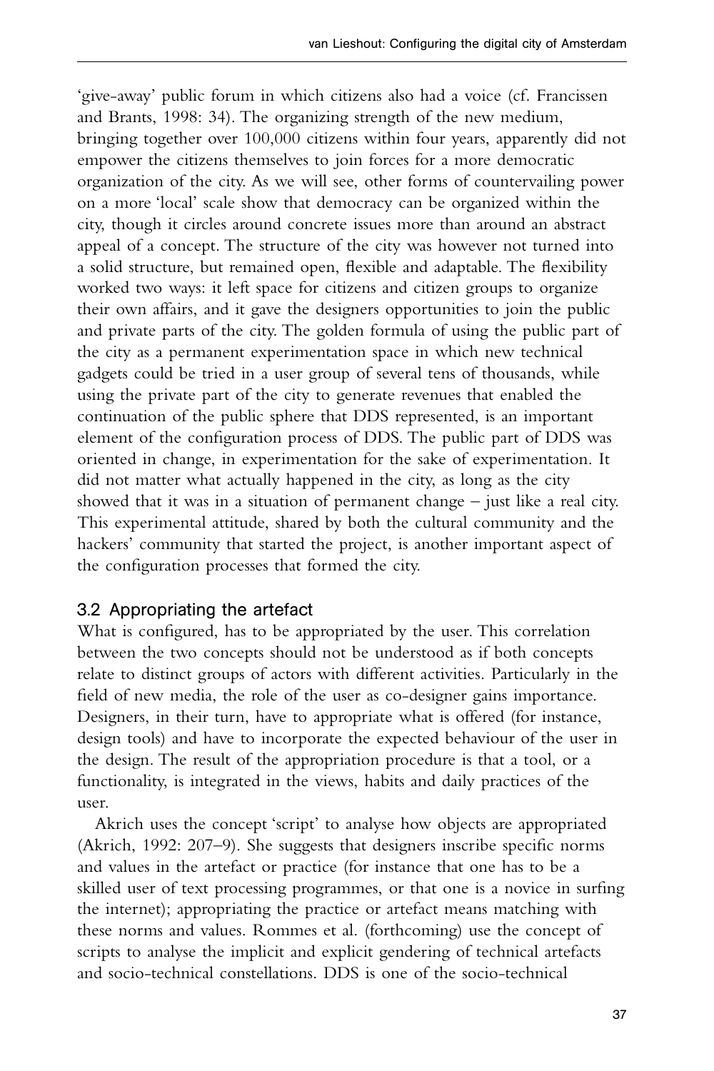'give-away' public forum in which citizens also had a voice (cf. Francissen and Brants, 1998: 34). The organizing strength of the new medium, bringing together over 100,000 citizens within four years, apparently did not empower the citizens themselves to join forces for a more democratic organization of the city. As we will see, other forms of countervailing power on a more 'local' scale show that democracy can be organized within the city, though it circles around concrete issues more than around an abstract appeal of a concept. The structure of the city was however not turned into a solid structure, but remained open, flexible and adaptable. The flexibility worked two ways: it left space for citizens and citizen groups to organize their own affairs, and it gave the designers opportunities to join the public and private parts of the city. The golden formula of using the public part of the city as a permanent experimentation space in which new technical gadgets could be tried in a user group of several tens of thousands, while using the private part of the city to generate revenues that enabled the continuation of the public sphere that DDS represented, is an important element of the configuration process of DDS. The public part of DDS was oriented in change, in experimentation for the sake of experimentation. It did not matter what actually happened in the city, as long as the city showed that it was in a situation of permanent change – just like a real city. This experimental attitude, shared by both the cultural community and the hackers' community that started the project, is another important aspect of the configuration processes that formed the city.

### 3.2 Appropriating the artefact

What is configured, has to be appropriated by the user. This correlation between the two concepts should not be understood as if both concepts relate to distinct groups of actors with different activities. Particularly in the field of new media, the role of the user as co-designer gains importance. Designers, in their turn, have to appropriate what is offered (for instance, design tools) and have to incorporate the expected behaviour of the user in the design. The result of the appropriation procedure is that a tool, or a functionality, is integrated in the views, habits and daily practices of the user.

Akrich uses the concept 'script' to analyse how objects are appropriated (Akrich, 1992: 207–9). She suggests that designers inscribe specific norms and values in the artefact or practice (for instance that one has to be a skilled user of text processing programmes, or that one is a novice in surfing the internet); appropriating the practice or artefact means matching with these norms and values. Rommes et al. (forthcoming) use the concept of scripts to analyse the implicit and explicit gendering of technical artefacts and socio-technical constellations. DDS is one of the socio-technical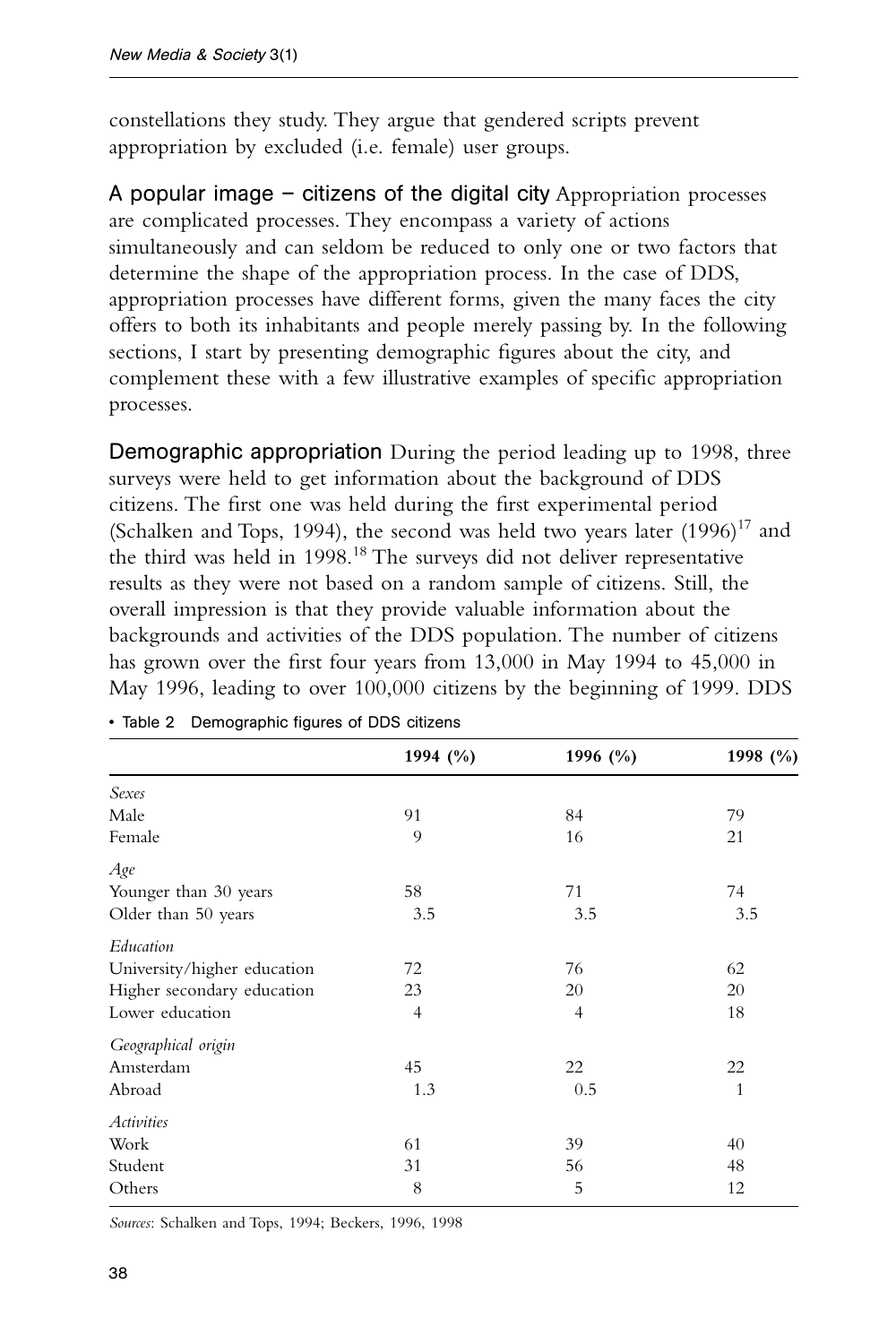constellations they study. They argue that gendered scripts prevent appropriation by excluded (i.e. female) user groups.

### A popular image – citizens of the digital city

Appropriation processes are complicated processes. They encompass a variety of actions simultaneously and can seldom be reduced to only one or two factors that determine the shape of the appropriation process. In the case of DDS, appropriation processes have different forms, given the many faces the city offers to both its inhabitants and people merely passing by. In the following sections, I start by presenting demographic figures about the city, and complement these with a few illustrative examples of specific appropriation processes.

### Demographic appropriation

During the period leading up to 1998, three surveys were held to get information about the background of DDS citizens. The first one was held during the first experimental period (Schalken and Tops, 1994), the second was held two years later (1996)[17] and the third was held in 1998.[18] The surveys did not deliver representative results as they were not based on a random sample of citizens. Still, the overall impression is that they provide valuable information about the backgrounds and activities of the DDS population. The number of citizens has grown over the first four years from 13,000 in May 1994 to 45,000 in May 1996, leading to over 100,000 citizens by the beginning of 1999. DDS

• Table 2 Demographic figures of DDS citizens

| | 1994 (%) | 1996 (%) | 1998 (%) |
|---|---|---|---|
| *Sexes* | | | |
| Male | 91 | 84 | 79 |
| Female | 9 | 16 | 21 |
| *Age* | | | |
| Younger than 30 years | 58 | 71 | 74 |
| Older than 50 years | 3.5 | 3.5 | 3.5 |
| *Education* | | | |
| University/higher education | 72 | 76 | 62 |
| Higher secondary education | 23 | 20 | 20 |
| Lower education | 4 | 4 | 18 |
| *Geographical origin* | | | |
| Amsterdam | 45 | 22 | 22 |
| Abroad | 1.3 | 0.5 | 1 |
| *Activities* | | | |
| Work | 61 | 39 | 40 |
| Student | 31 | 56 | 48 |
| Others | 8 | 5 | 12 |

*Sources*: Schalken and Tops, 1994; Beckers, 1996, 1998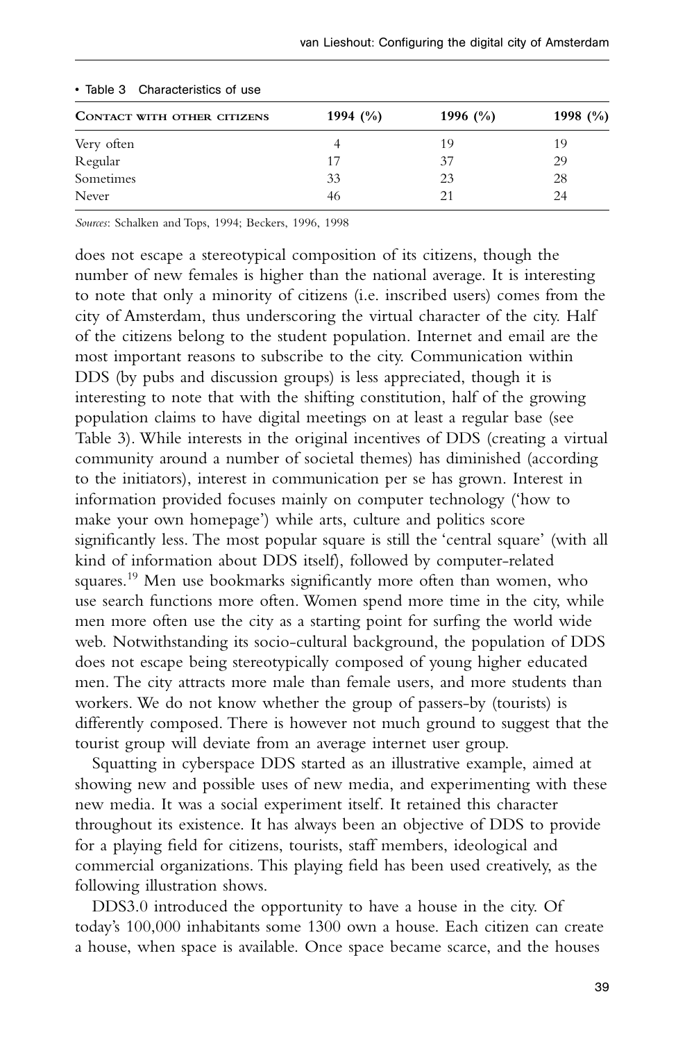• Table 3 Characteristics of use

| CONTACT WITH OTHER CITIZENS | 1994 (%) | 1996 (%) | 1998 (%) |
|---|---|---|---|
| Very often | 4 | 19 | 19 |
| Regular | 17 | 37 | 29 |
| Sometimes | 33 | 23 | 28 |
| Never | 46 | 21 | 24 |

*Sources*: Schalken and Tops, 1994; Beckers, 1996, 1998

does not escape a stereotypical composition of its citizens, though the number of new females is higher than the national average. It is interesting to note that only a minority of citizens (i.e. inscribed users) comes from the city of Amsterdam, thus underscoring the virtual character of the city. Half of the citizens belong to the student population. Internet and email are the most important reasons to subscribe to the city. Communication within DDS (by pubs and discussion groups) is less appreciated, though it is interesting to note that with the shifting constitution, half of the growing population claims to have digital meetings on at least a regular base (see Table 3). While interests in the original incentives of DDS (creating a virtual community around a number of societal themes) has diminished (according to the initiators), interest in communication per se has grown. Interest in information provided focuses mainly on computer technology ('how to make your own homepage') while arts, culture and politics score significantly less. The most popular square is still the 'central square' (with all kind of information about DDS itself), followed by computer-related squares.[19] Men use bookmarks significantly more often than women, who use search functions more often. Women spend more time in the city, while men more often use the city as a starting point for surfing the world wide web. Notwithstanding its socio-cultural background, the population of DDS does not escape being stereotypically composed of young higher educated men. The city attracts more male than female users, and more students than workers. We do not know whether the group of passers-by (tourists) is differently composed. There is however not much ground to suggest that the tourist group will deviate from an average internet user group.

Squatting in cyberspace DDS started as an illustrative example, aimed at showing new and possible uses of new media, and experimenting with these new media. It was a social experiment itself. It retained this character throughout its existence. It has always been an objective of DDS to provide for a playing field for citizens, tourists, staff members, ideological and commercial organizations. This playing field has been used creatively, as the following illustration shows.

DDS3.0 introduced the opportunity to have a house in the city. Of today's 100,000 inhabitants some 1300 own a house. Each citizen can create a house, when space is available. Once space became scarce, and the houses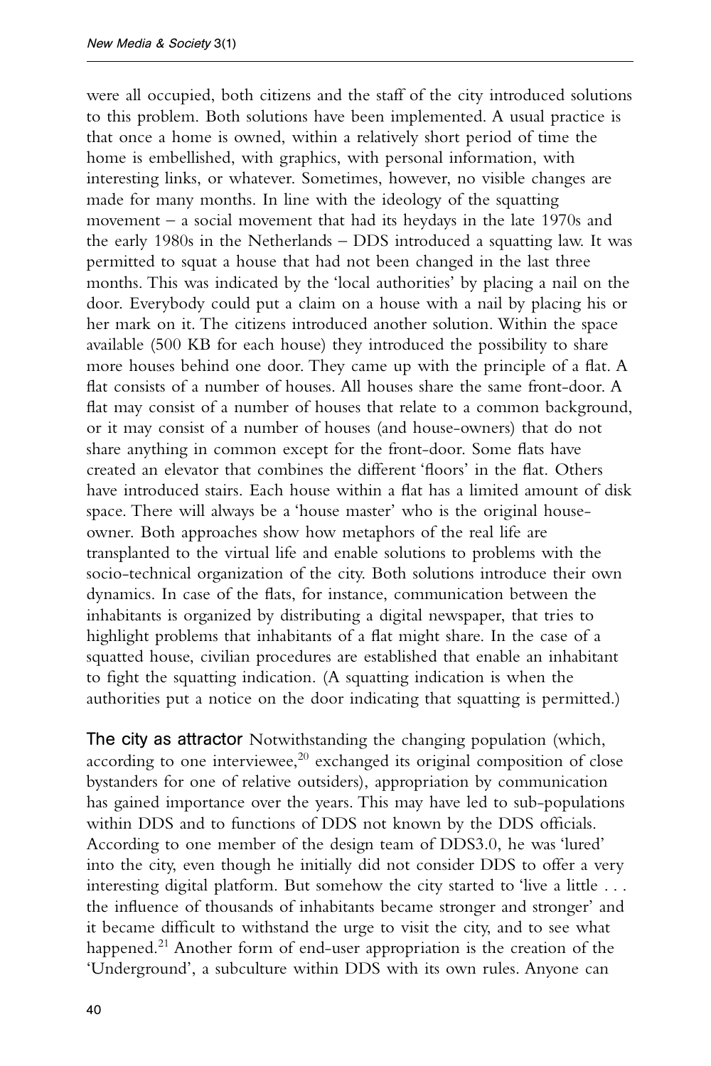were all occupied, both citizens and the staff of the city introduced solutions to this problem. Both solutions have been implemented. A usual practice is that once a home is owned, within a relatively short period of time the home is embellished, with graphics, with personal information, with interesting links, or whatever. Sometimes, however, no visible changes are made for many months. In line with the ideology of the squatting movement – a social movement that had its heydays in the late 1970s and the early 1980s in the Netherlands – DDS introduced a squatting law. It was permitted to squat a house that had not been changed in the last three months. This was indicated by the 'local authorities' by placing a nail on the door. Everybody could put a claim on a house with a nail by placing his or her mark on it. The citizens introduced another solution. Within the space available (500 KB for each house) they introduced the possibility to share more houses behind one door. They came up with the principle of a flat. A flat consists of a number of houses. All houses share the same front-door. A flat may consist of a number of houses that relate to a common background, or it may consist of a number of houses (and house-owners) that do not share anything in common except for the front-door. Some flats have created an elevator that combines the different 'floors' in the flat. Others have introduced stairs. Each house within a flat has a limited amount of disk space. There will always be a 'house master' who is the original house-owner. Both approaches show how metaphors of the real life are transplanted to the virtual life and enable solutions to problems with the socio-technical organization of the city. Both solutions introduce their own dynamics. In case of the flats, for instance, communication between the inhabitants is organized by distributing a digital newspaper, that tries to highlight problems that inhabitants of a flat might share. In the case of a squatted house, civilian procedures are established that enable an inhabitant to fight the squatting indication. (A squatting indication is when the authorities put a notice on the door indicating that squatting is permitted.)

**The city as attractor** Notwithstanding the changing population (which, according to one interviewee,[20] exchanged its original composition of close bystanders for one of relative outsiders), appropriation by communication has gained importance over the years. This may have led to sub-populations within DDS and to functions of DDS not known by the DDS officials. According to one member of the design team of DDS3.0, he was 'lured' into the city, even though he initially did not consider DDS to offer a very interesting digital platform. But somehow the city started to 'live a little . . . the influence of thousands of inhabitants became stronger and stronger' and it became difficult to withstand the urge to visit the city, and to see what happened.[21] Another form of end-user appropriation is the creation of the 'Underground', a subculture within DDS with its own rules. Anyone can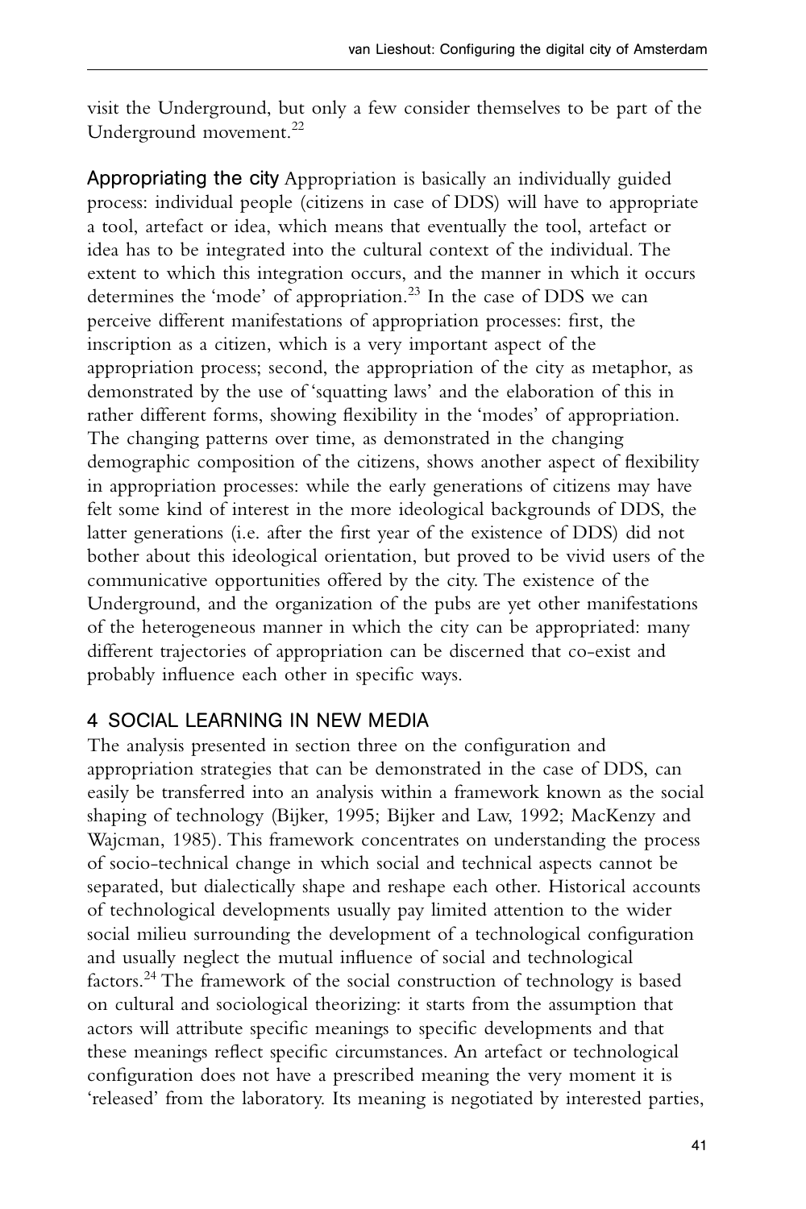visit the Underground, but only a few consider themselves to be part of the Underground movement.[22]

**Appropriating the city** Appropriation is basically an individually guided process: individual people (citizens in case of DDS) will have to appropriate a tool, artefact or idea, which means that eventually the tool, artefact or idea has to be integrated into the cultural context of the individual. The extent to which this integration occurs, and the manner in which it occurs determines the 'mode' of appropriation.[23] In the case of DDS we can perceive different manifestations of appropriation processes: first, the inscription as a citizen, which is a very important aspect of the appropriation process; second, the appropriation of the city as metaphor, as demonstrated by the use of 'squatting laws' and the elaboration of this in rather different forms, showing flexibility in the 'modes' of appropriation. The changing patterns over time, as demonstrated in the changing demographic composition of the citizens, shows another aspect of flexibility in appropriation processes: while the early generations of citizens may have felt some kind of interest in the more ideological backgrounds of DDS, the latter generations (i.e. after the first year of the existence of DDS) did not bother about this ideological orientation, but proved to be vivid users of the communicative opportunities offered by the city. The existence of the Underground, and the organization of the pubs are yet other manifestations of the heterogeneous manner in which the city can be appropriated: many different trajectories of appropriation can be discerned that co-exist and probably influence each other in specific ways.

## 4 SOCIAL LEARNING IN NEW MEDIA

The analysis presented in section three on the configuration and appropriation strategies that can be demonstrated in the case of DDS, can easily be transferred into an analysis within a framework known as the social shaping of technology (Bijker, 1995; Bijker and Law, 1992; MacKenzy and Wajcman, 1985). This framework concentrates on understanding the process of socio-technical change in which social and technical aspects cannot be separated, but dialectically shape and reshape each other. Historical accounts of technological developments usually pay limited attention to the wider social milieu surrounding the development of a technological configuration and usually neglect the mutual influence of social and technological factors.[24] The framework of the social construction of technology is based on cultural and sociological theorizing: it starts from the assumption that actors will attribute specific meanings to specific developments and that these meanings reflect specific circumstances. An artefact or technological configuration does not have a prescribed meaning the very moment it is 'released' from the laboratory. Its meaning is negotiated by interested parties,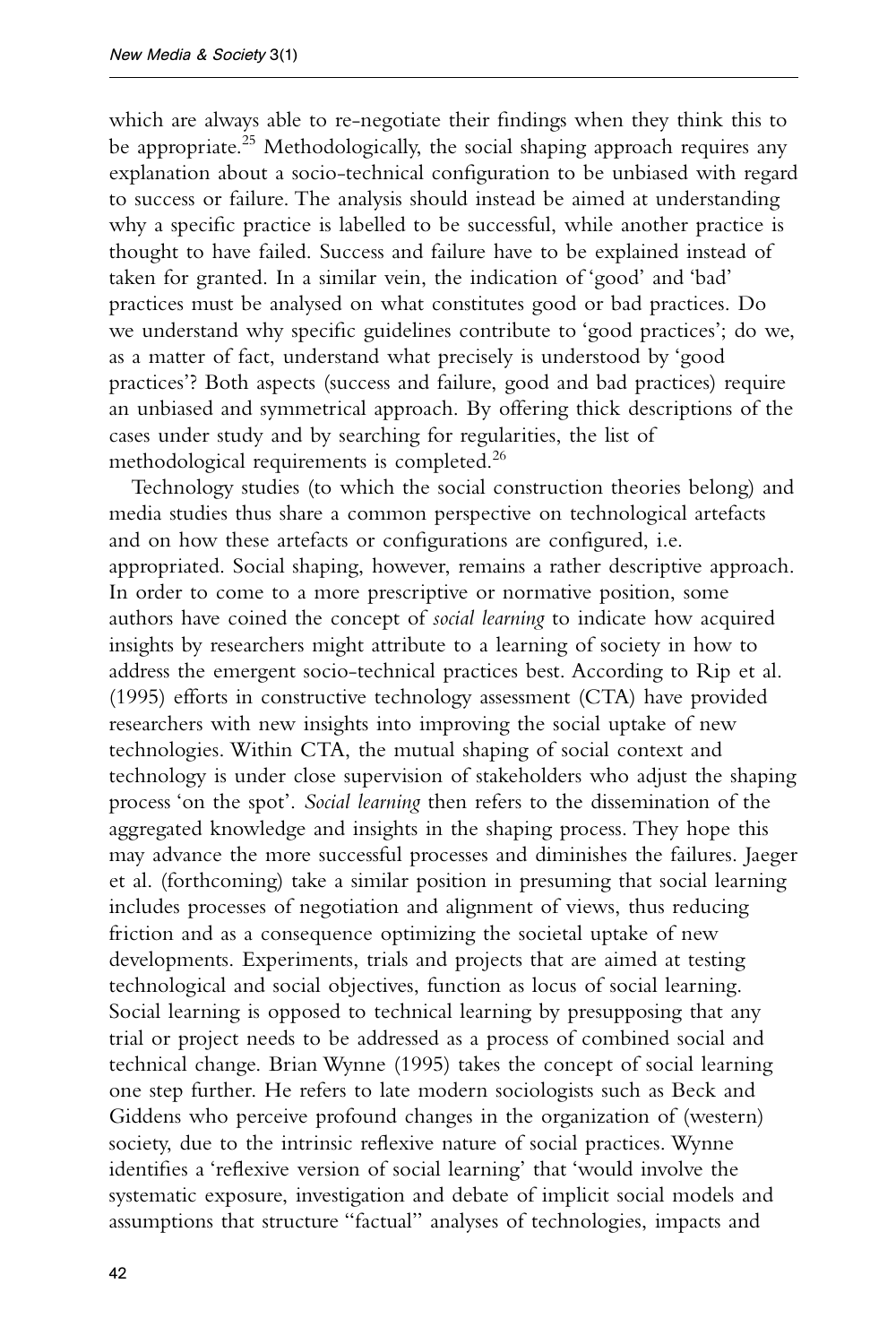which are always able to re-negotiate their findings when they think this to be appropriate.[25] Methodologically, the social shaping approach requires any explanation about a socio-technical configuration to be unbiased with regard to success or failure. The analysis should instead be aimed at understanding why a specific practice is labelled to be successful, while another practice is thought to have failed. Success and failure have to be explained instead of taken for granted. In a similar vein, the indication of 'good' and 'bad' practices must be analysed on what constitutes good or bad practices. Do we understand why specific guidelines contribute to 'good practices'; do we, as a matter of fact, understand what precisely is understood by 'good practices'? Both aspects (success and failure, good and bad practices) require an unbiased and symmetrical approach. By offering thick descriptions of the cases under study and by searching for regularities, the list of methodological requirements is completed.[26]

Technology studies (to which the social construction theories belong) and media studies thus share a common perspective on technological artefacts and on how these artefacts or configurations are configured, i.e. appropriated. Social shaping, however, remains a rather descriptive approach. In order to come to a more prescriptive or normative position, some authors have coined the concept of *social learning* to indicate how acquired insights by researchers might attribute to a learning of society in how to address the emergent socio-technical practices best. According to Rip et al. (1995) efforts in constructive technology assessment (CTA) have provided researchers with new insights into improving the social uptake of new technologies. Within CTA, the mutual shaping of social context and technology is under close supervision of stakeholders who adjust the shaping process 'on the spot'. *Social learning* then refers to the dissemination of the aggregated knowledge and insights in the shaping process. They hope this may advance the more successful processes and diminishes the failures. Jaeger et al. (forthcoming) take a similar position in presuming that social learning includes processes of negotiation and alignment of views, thus reducing friction and as a consequence optimizing the societal uptake of new developments. Experiments, trials and projects that are aimed at testing technological and social objectives, function as locus of social learning. Social learning is opposed to technical learning by presupposing that any trial or project needs to be addressed as a process of combined social and technical change. Brian Wynne (1995) takes the concept of social learning one step further. He refers to late modern sociologists such as Beck and Giddens who perceive profound changes in the organization of (western) society, due to the intrinsic reflexive nature of social practices. Wynne identifies a 'reflexive version of social learning' that 'would involve the systematic exposure, investigation and debate of implicit social models and assumptions that structure "factual" analyses of technologies, impacts and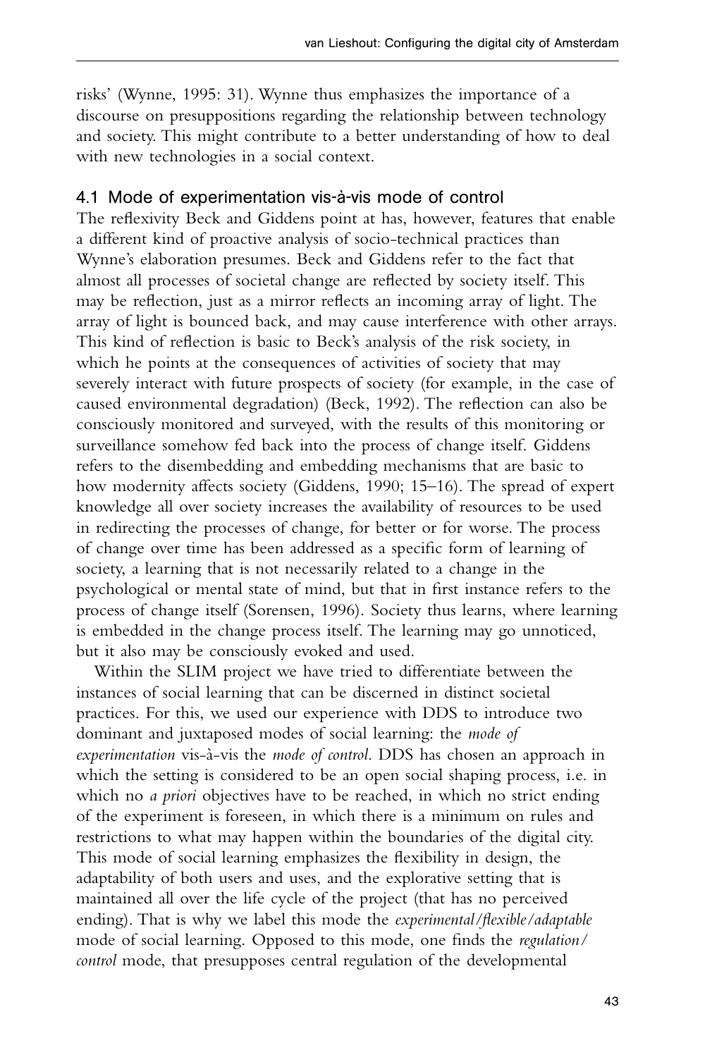risks' (Wynne, 1995: 31). Wynne thus emphasizes the importance of a discourse on presuppositions regarding the relationship between technology and society. This might contribute to a better understanding of how to deal with new technologies in a social context.

## 4.1 Mode of experimentation vis-à-vis mode of control

The reflexivity Beck and Giddens point at has, however, features that enable a different kind of proactive analysis of socio-technical practices than Wynne's elaboration presumes. Beck and Giddens refer to the fact that almost all processes of societal change are reflected by society itself. This may be reflection, just as a mirror reflects an incoming array of light. The array of light is bounced back, and may cause interference with other arrays. This kind of reflection is basic to Beck's analysis of the risk society, in which he points at the consequences of activities of society that may severely interact with future prospects of society (for example, in the case of caused environmental degradation) (Beck, 1992). The reflection can also be consciously monitored and surveyed, with the results of this monitoring or surveillance somehow fed back into the process of change itself. Giddens refers to the disembedding and embedding mechanisms that are basic to how modernity affects society (Giddens, 1990; 15–16). The spread of expert knowledge all over society increases the availability of resources to be used in redirecting the processes of change, for better or for worse. The process of change over time has been addressed as a specific form of learning of society, a learning that is not necessarily related to a change in the psychological or mental state of mind, but that in first instance refers to the process of change itself (Sorensen, 1996). Society thus learns, where learning is embedded in the change process itself. The learning may go unnoticed, but it also may be consciously evoked and used.

Within the SLIM project we have tried to differentiate between the instances of social learning that can be discerned in distinct societal practices. For this, we used our experience with DDS to introduce two dominant and juxtaposed modes of social learning: the *mode of experimentation* vis-à-vis the *mode of control*. DDS has chosen an approach in which the setting is considered to be an open social shaping process, i.e. in which no *a priori* objectives have to be reached, in which no strict ending of the experiment is foreseen, in which there is a minimum on rules and restrictions to what may happen within the boundaries of the digital city. This mode of social learning emphasizes the flexibility in design, the adaptability of both users and uses, and the explorative setting that is maintained all over the life cycle of the project (that has no perceived ending). That is why we label this mode the *experimental/flexible/adaptable* mode of social learning. Opposed to this mode, one finds the *regulation/control* mode, that presupposes central regulation of the developmental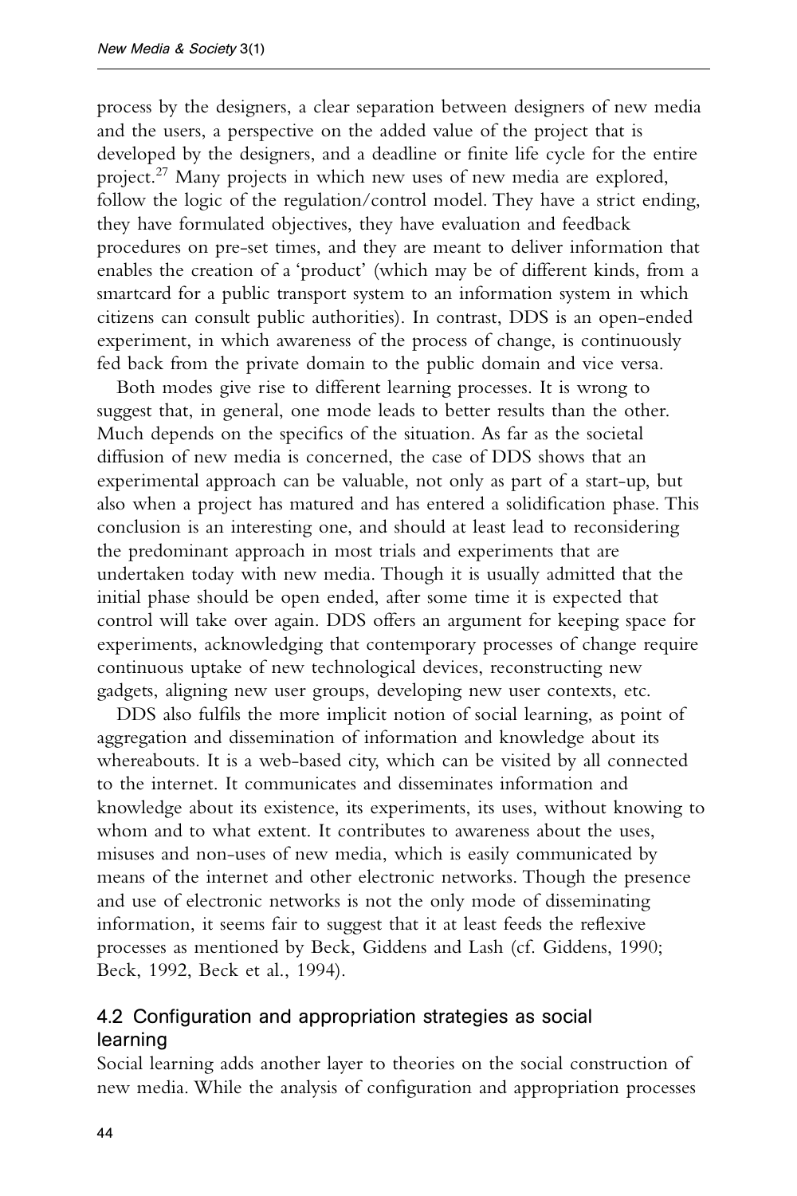process by the designers, a clear separation between designers of new media and the users, a perspective on the added value of the project that is developed by the designers, and a deadline or finite life cycle for the entire project.[27] Many projects in which new uses of new media are explored, follow the logic of the regulation/control model. They have a strict ending, they have formulated objectives, they have evaluation and feedback procedures on pre-set times, and they are meant to deliver information that enables the creation of a 'product' (which may be of different kinds, from a smartcard for a public transport system to an information system in which citizens can consult public authorities). In contrast, DDS is an open-ended experiment, in which awareness of the process of change, is continuously fed back from the private domain to the public domain and vice versa.

Both modes give rise to different learning processes. It is wrong to suggest that, in general, one mode leads to better results than the other. Much depends on the specifics of the situation. As far as the societal diffusion of new media is concerned, the case of DDS shows that an experimental approach can be valuable, not only as part of a start-up, but also when a project has matured and has entered a solidification phase. This conclusion is an interesting one, and should at least lead to reconsidering the predominant approach in most trials and experiments that are undertaken today with new media. Though it is usually admitted that the initial phase should be open ended, after some time it is expected that control will take over again. DDS offers an argument for keeping space for experiments, acknowledging that contemporary processes of change require continuous uptake of new technological devices, reconstructing new gadgets, aligning new user groups, developing new user contexts, etc.

DDS also fulfils the more implicit notion of social learning, as point of aggregation and dissemination of information and knowledge about its whereabouts. It is a web-based city, which can be visited by all connected to the internet. It communicates and disseminates information and knowledge about its existence, its experiments, its uses, without knowing to whom and to what extent. It contributes to awareness about the uses, misuses and non-uses of new media, which is easily communicated by means of the internet and other electronic networks. Though the presence and use of electronic networks is not the only mode of disseminating information, it seems fair to suggest that it at least feeds the reflexive processes as mentioned by Beck, Giddens and Lash (cf. Giddens, 1990; Beck, 1992, Beck et al., 1994).

## 4.2 Configuration and appropriation strategies as social learning

Social learning adds another layer to theories on the social construction of new media. While the analysis of configuration and appropriation processes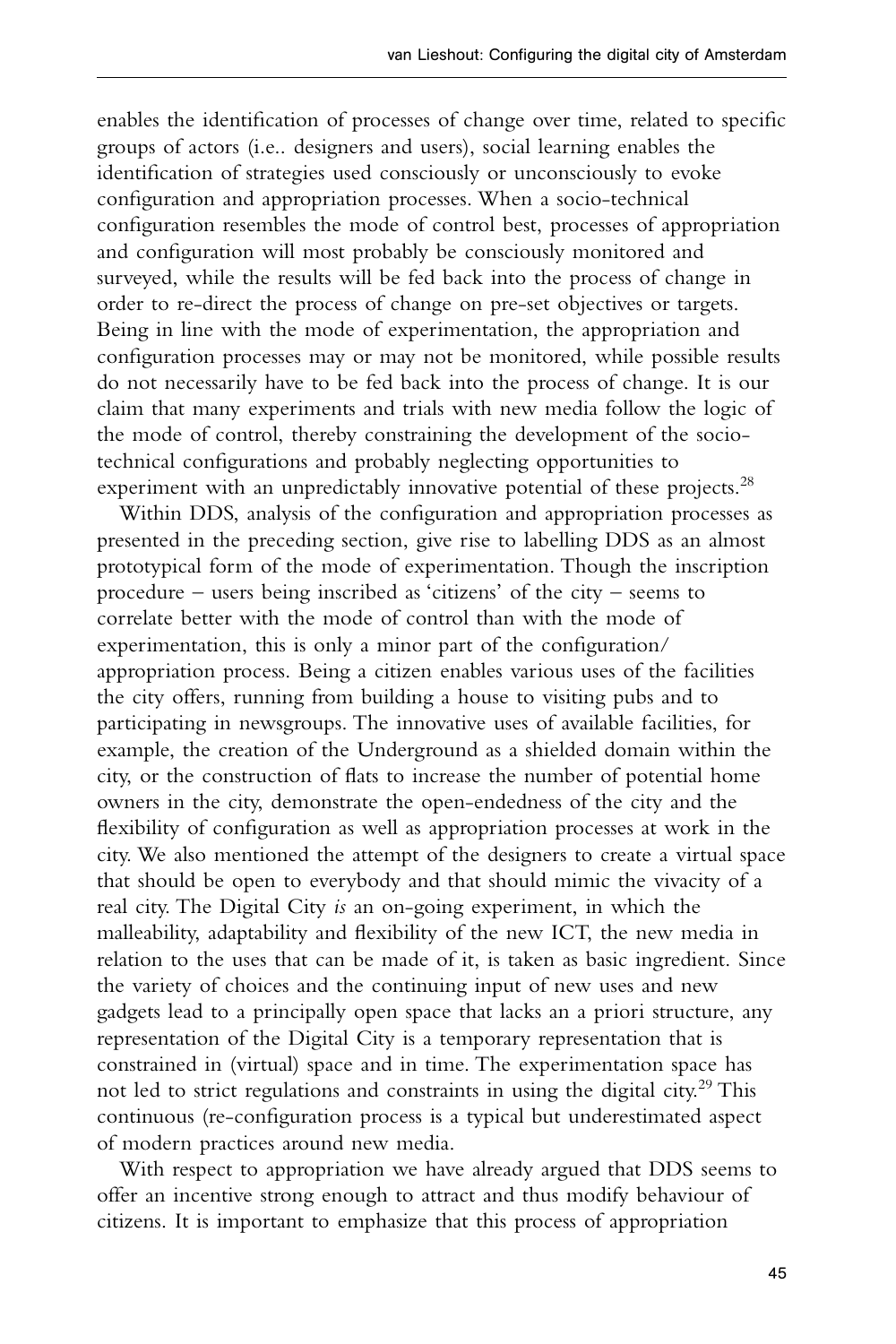enables the identification of processes of change over time, related to specific groups of actors (i.e.. designers and users), social learning enables the identification of strategies used consciously or unconsciously to evoke configuration and appropriation processes. When a socio-technical configuration resembles the mode of control best, processes of appropriation and configuration will most probably be consciously monitored and surveyed, while the results will be fed back into the process of change in order to re-direct the process of change on pre-set objectives or targets. Being in line with the mode of experimentation, the appropriation and configuration processes may or may not be monitored, while possible results do not necessarily have to be fed back into the process of change. It is our claim that many experiments and trials with new media follow the logic of the mode of control, thereby constraining the development of the socio-technical configurations and probably neglecting opportunities to experiment with an unpredictably innovative potential of these projects.[28]

Within DDS, analysis of the configuration and appropriation processes as presented in the preceding section, give rise to labelling DDS as an almost prototypical form of the mode of experimentation. Though the inscription procedure – users being inscribed as 'citizens' of the city – seems to correlate better with the mode of control than with the mode of experimentation, this is only a minor part of the configuration/ appropriation process. Being a citizen enables various uses of the facilities the city offers, running from building a house to visiting pubs and to participating in newsgroups. The innovative uses of available facilities, for example, the creation of the Underground as a shielded domain within the city, or the construction of flats to increase the number of potential home owners in the city, demonstrate the open-endedness of the city and the flexibility of configuration as well as appropriation processes at work in the city. We also mentioned the attempt of the designers to create a virtual space that should be open to everybody and that should mimic the vivacity of a real city. The Digital City *is* an on-going experiment, in which the malleability, adaptability and flexibility of the new ICT, the new media in relation to the uses that can be made of it, is taken as basic ingredient. Since the variety of choices and the continuing input of new uses and new gadgets lead to a principally open space that lacks an a priori structure, any representation of the Digital City is a temporary representation that is constrained in (virtual) space and in time. The experimentation space has not led to strict regulations and constraints in using the digital city.[29] This continuous (re-configuration process is a typical but underestimated aspect of modern practices around new media.

With respect to appropriation we have already argued that DDS seems to offer an incentive strong enough to attract and thus modify behaviour of citizens. It is important to emphasize that this process of appropriation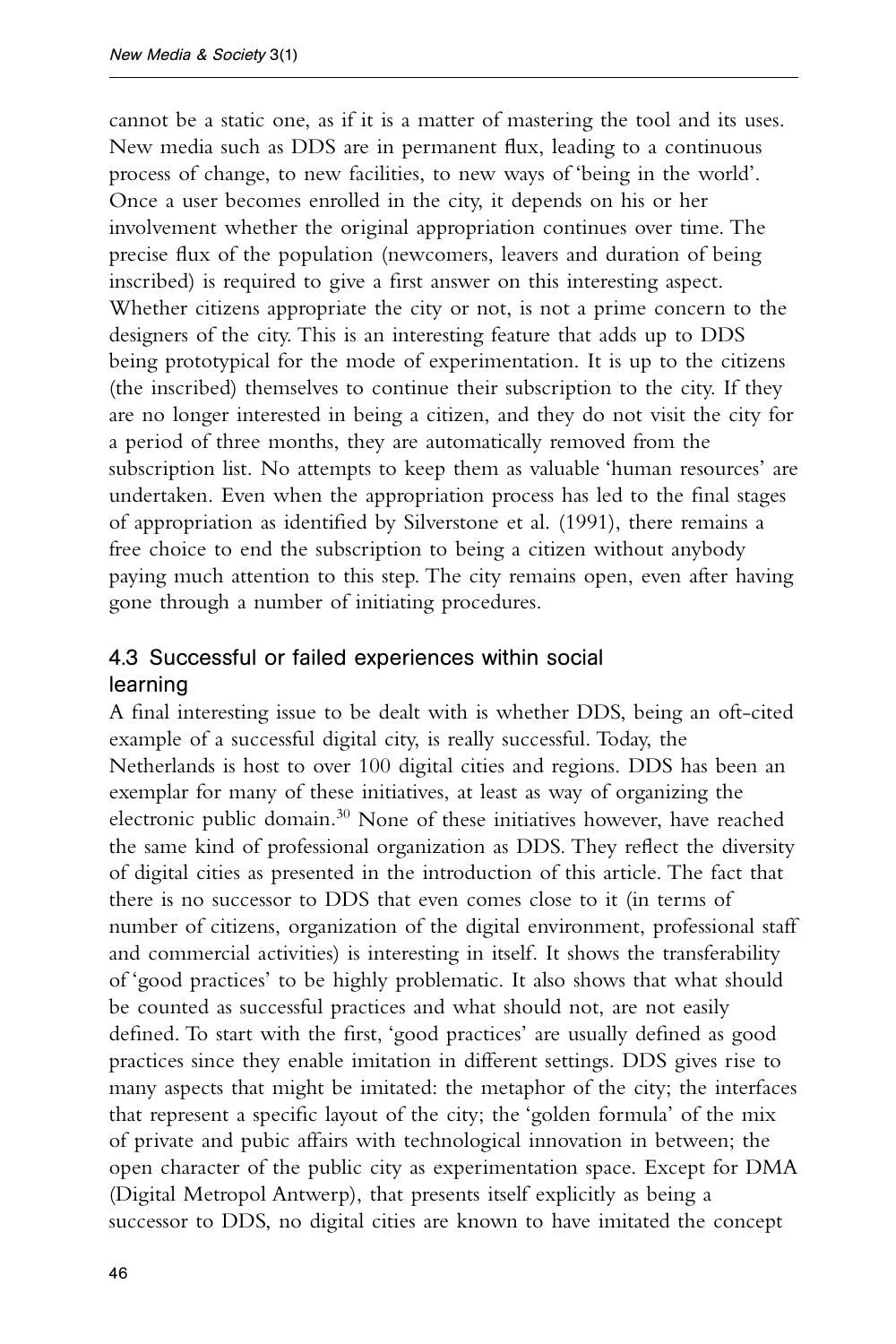cannot be a static one, as if it is a matter of mastering the tool and its uses. New media such as DDS are in permanent flux, leading to a continuous process of change, to new facilities, to new ways of 'being in the world'. Once a user becomes enrolled in the city, it depends on his or her involvement whether the original appropriation continues over time. The precise flux of the population (newcomers, leavers and duration of being inscribed) is required to give a first answer on this interesting aspect. Whether citizens appropriate the city or not, is not a prime concern to the designers of the city. This is an interesting feature that adds up to DDS being prototypical for the mode of experimentation. It is up to the citizens (the inscribed) themselves to continue their subscription to the city. If they are no longer interested in being a citizen, and they do not visit the city for a period of three months, they are automatically removed from the subscription list. No attempts to keep them as valuable 'human resources' are undertaken. Even when the appropriation process has led to the final stages of appropriation as identified by Silverstone et al. (1991), there remains a free choice to end the subscription to being a citizen without anybody paying much attention to this step. The city remains open, even after having gone through a number of initiating procedures.

### 4.3 Successful or failed experiences within social learning

A final interesting issue to be dealt with is whether DDS, being an oft-cited example of a successful digital city, is really successful. Today, the Netherlands is host to over 100 digital cities and regions. DDS has been an exemplar for many of these initiatives, at least as way of organizing the electronic public domain.[30] None of these initiatives however, have reached the same kind of professional organization as DDS. They reflect the diversity of digital cities as presented in the introduction of this article. The fact that there is no successor to DDS that even comes close to it (in terms of number of citizens, organization of the digital environment, professional staff and commercial activities) is interesting in itself. It shows the transferability of 'good practices' to be highly problematic. It also shows that what should be counted as successful practices and what should not, are not easily defined. To start with the first, 'good practices' are usually defined as good practices since they enable imitation in different settings. DDS gives rise to many aspects that might be imitated: the metaphor of the city; the interfaces that represent a specific layout of the city; the 'golden formula' of the mix of private and pubic affairs with technological innovation in between; the open character of the public city as experimentation space. Except for DMA (Digital Metropol Antwerp), that presents itself explicitly as being a successor to DDS, no digital cities are known to have imitated the concept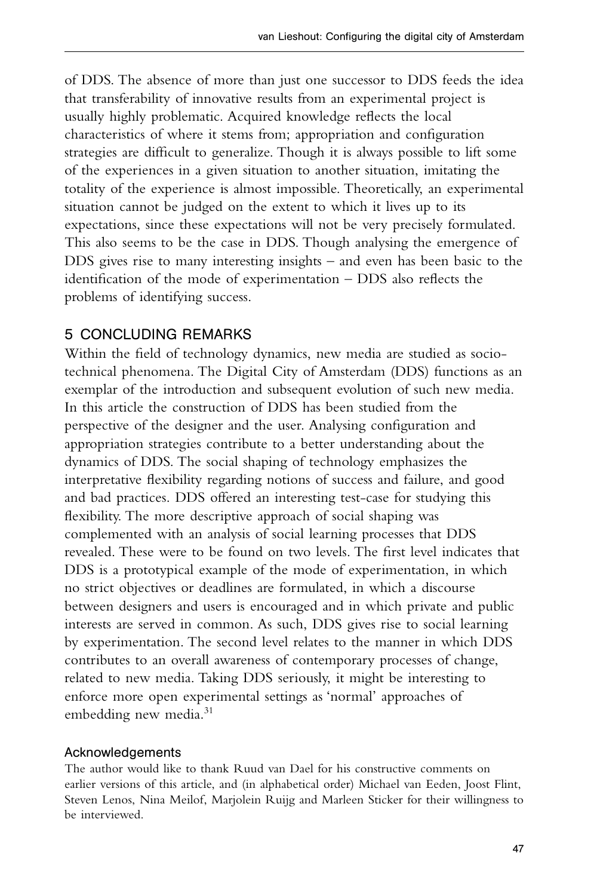of DDS. The absence of more than just one successor to DDS feeds the idea that transferability of innovative results from an experimental project is usually highly problematic. Acquired knowledge reflects the local characteristics of where it stems from; appropriation and configuration strategies are difficult to generalize. Though it is always possible to lift some of the experiences in a given situation to another situation, imitating the totality of the experience is almost impossible. Theoretically, an experimental situation cannot be judged on the extent to which it lives up to its expectations, since these expectations will not be very precisely formulated. This also seems to be the case in DDS. Though analysing the emergence of DDS gives rise to many interesting insights – and even has been basic to the identification of the mode of experimentation – DDS also reflects the problems of identifying success.

## 5 CONCLUDING REMARKS

Within the field of technology dynamics, new media are studied as socio-technical phenomena. The Digital City of Amsterdam (DDS) functions as an exemplar of the introduction and subsequent evolution of such new media. In this article the construction of DDS has been studied from the perspective of the designer and the user. Analysing configuration and appropriation strategies contribute to a better understanding about the dynamics of DDS. The social shaping of technology emphasizes the interpretative flexibility regarding notions of success and failure, and good and bad practices. DDS offered an interesting test-case for studying this flexibility. The more descriptive approach of social shaping was complemented with an analysis of social learning processes that DDS revealed. These were to be found on two levels. The first level indicates that DDS is a prototypical example of the mode of experimentation, in which no strict objectives or deadlines are formulated, in which a discourse between designers and users is encouraged and in which private and public interests are served in common. As such, DDS gives rise to social learning by experimentation. The second level relates to the manner in which DDS contributes to an overall awareness of contemporary processes of change, related to new media. Taking DDS seriously, it might be interesting to enforce more open experimental settings as 'normal' approaches of embedding new media.[31]

### Acknowledgements

The author would like to thank Ruud van Dael for his constructive comments on earlier versions of this article, and (in alphabetical order) Michael van Eeden, Joost Flint, Steven Lenos, Nina Meilof, Marjolein Ruijg and Marleen Sticker for their willingness to be interviewed.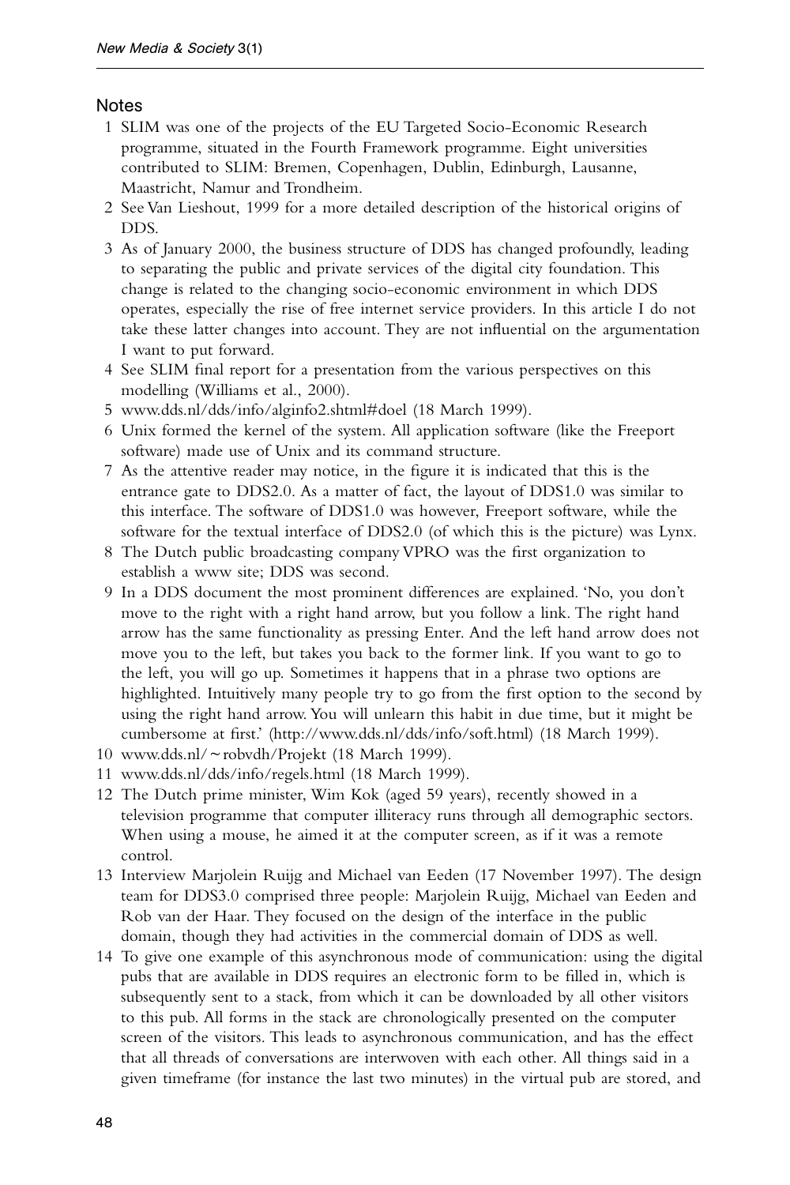## Notes

1. SLIM was one of the projects of the EU Targeted Socio-Economic Research programme, situated in the Fourth Framework programme. Eight universities contributed to SLIM: Bremen, Copenhagen, Dublin, Edinburgh, Lausanne, Maastricht, Namur and Trondheim.
2. See Van Lieshout, 1999 for a more detailed description of the historical origins of DDS.
3. As of January 2000, the business structure of DDS has changed profoundly, leading to separating the public and private services of the digital city foundation. This change is related to the changing socio-economic environment in which DDS operates, especially the rise of free internet service providers. In this article I do not take these latter changes into account. They are not influential on the argumentation I want to put forward.
4. See SLIM final report for a presentation from the various perspectives on this modelling (Williams et al., 2000).
5. www.dds.nl/dds/info/alginfo2.shtml#doel (18 March 1999).
6. Unix formed the kernel of the system. All application software (like the Freeport software) made use of Unix and its command structure.
7. As the attentive reader may notice, in the figure it is indicated that this is the entrance gate to DDS2.0. As a matter of fact, the layout of DDS1.0 was similar to this interface. The software of DDS1.0 was however, Freeport software, while the software for the textual interface of DDS2.0 (of which this is the picture) was Lynx.
8. The Dutch public broadcasting company VPRO was the first organization to establish a www site; DDS was second.
9. In a DDS document the most prominent differences are explained. 'No, you don't move to the right with a right hand arrow, but you follow a link. The right hand arrow has the same functionality as pressing Enter. And the left hand arrow does not move you to the left, but takes you back to the former link. If you want to go to the left, you will go up. Sometimes it happens that in a phrase two options are highlighted. Intuitively many people try to go from the first option to the second by using the right hand arrow. You will unlearn this habit in due time, but it might be cumbersome at first.' (http://www.dds.nl/dds/info/soft.html) (18 March 1999).
10. www.dds.nl/~robvdh/Projekt (18 March 1999).
11. www.dds.nl/dds/info/regels.html (18 March 1999).
12. The Dutch prime minister, Wim Kok (aged 59 years), recently showed in a television programme that computer illiteracy runs through all demographic sectors. When using a mouse, he aimed it at the computer screen, as if it was a remote control.
13. Interview Marjolein Ruijg and Michael van Eeden (17 November 1997). The design team for DDS3.0 comprised three people: Marjolein Ruijg, Michael van Eeden and Rob van der Haar. They focused on the design of the interface in the public domain, though they had activities in the commercial domain of DDS as well.
14. To give one example of this asynchronous mode of communication: using the digital pubs that are available in DDS requires an electronic form to be filled in, which is subsequently sent to a stack, from which it can be downloaded by all other visitors to this pub. All forms in the stack are chronologically presented on the computer screen of the visitors. This leads to asynchronous communication, and has the effect that all threads of conversations are interwoven with each other. All things said in a given timeframe (for instance the last two minutes) in the virtual pub are stored, and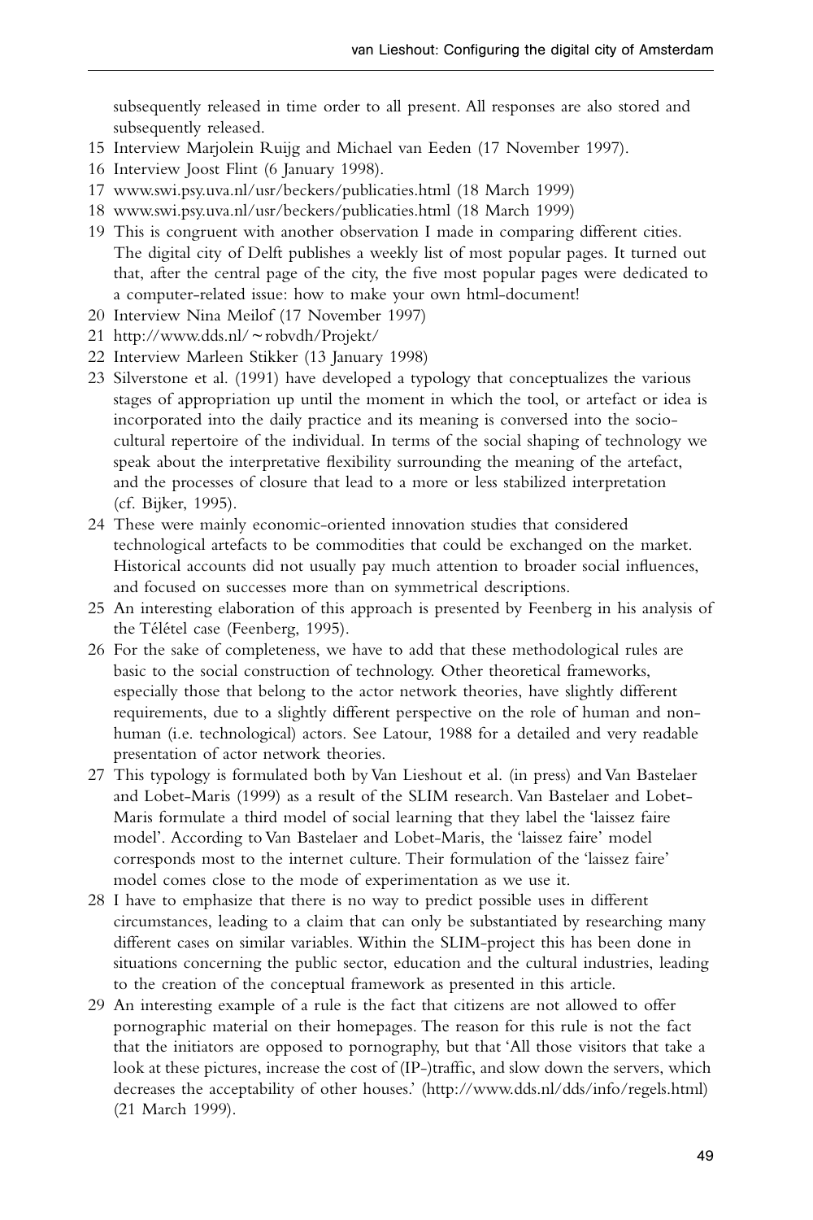subsequently released in time order to all present. All responses are also stored and subsequently released.

15 Interview Marjolein Ruijg and Michael van Eeden (17 November 1997).

16 Interview Joost Flint (6 January 1998).

17 www.swi.psy.uva.nl/usr/beckers/publicaties.html (18 March 1999)

18 www.swi.psy.uva.nl/usr/beckers/publicaties.html (18 March 1999)

19 This is congruent with another observation I made in comparing different cities. The digital city of Delft publishes a weekly list of most popular pages. It turned out that, after the central page of the city, the five most popular pages were dedicated to a computer-related issue: how to make your own html-document!

20 Interview Nina Meilof (17 November 1997)

21 http://www.dds.nl/~robvdh/Projekt/

22 Interview Marleen Stikker (13 January 1998)

23 Silverstone et al. (1991) have developed a typology that conceptualizes the various stages of appropriation up until the moment in which the tool, or artefact or idea is incorporated into the daily practice and its meaning is conversed into the socio-cultural repertoire of the individual. In terms of the social shaping of technology we speak about the interpretative flexibility surrounding the meaning of the artefact, and the processes of closure that lead to a more or less stabilized interpretation (cf. Bijker, 1995).

24 These were mainly economic-oriented innovation studies that considered technological artefacts to be commodities that could be exchanged on the market. Historical accounts did not usually pay much attention to broader social influences, and focused on successes more than on symmetrical descriptions.

25 An interesting elaboration of this approach is presented by Feenberg in his analysis of the Télétel case (Feenberg, 1995).

26 For the sake of completeness, we have to add that these methodological rules are basic to the social construction of technology. Other theoretical frameworks, especially those that belong to the actor network theories, have slightly different requirements, due to a slightly different perspective on the role of human and non-human (i.e. technological) actors. See Latour, 1988 for a detailed and very readable presentation of actor network theories.

27 This typology is formulated both by Van Lieshout et al. (in press) and Van Bastelaer and Lobet-Maris (1999) as a result of the SLIM research. Van Bastelaer and Lobet-Maris formulate a third model of social learning that they label the 'laissez faire model'. According to Van Bastelaer and Lobet-Maris, the 'laissez faire' model corresponds most to the internet culture. Their formulation of the 'laissez faire' model comes close to the mode of experimentation as we use it.

28 I have to emphasize that there is no way to predict possible uses in different circumstances, leading to a claim that can only be substantiated by researching many different cases on similar variables. Within the SLIM-project this has been done in situations concerning the public sector, education and the cultural industries, leading to the creation of the conceptual framework as presented in this article.

29 An interesting example of a rule is the fact that citizens are not allowed to offer pornographic material on their homepages. The reason for this rule is not the fact that the initiators are opposed to pornography, but that 'All those visitors that take a look at these pictures, increase the cost of (IP-)traffic, and slow down the servers, which decreases the acceptability of other houses.' (http://www.dds.nl/dds/info/regels.html) (21 March 1999).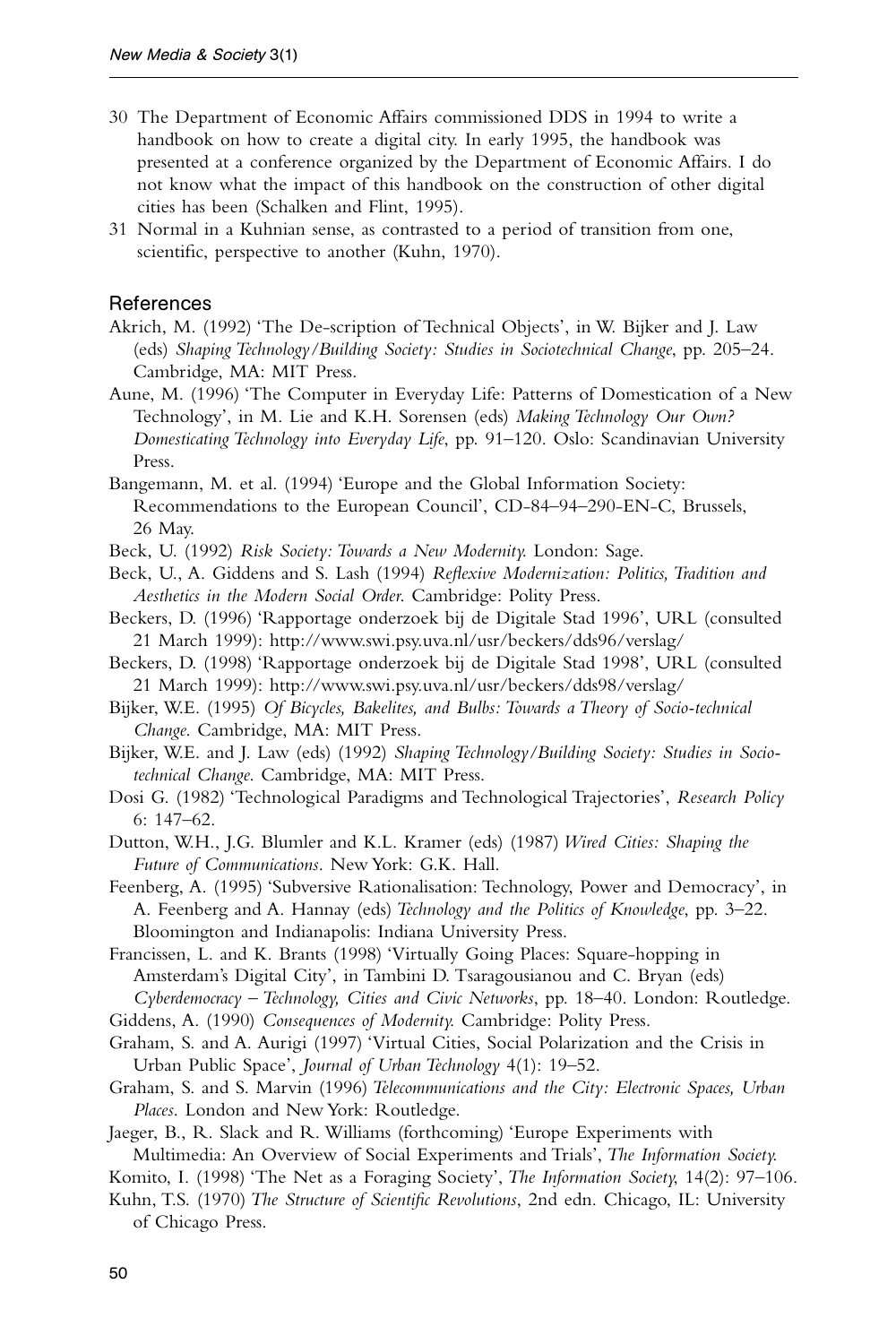30 The Department of Economic Affairs commissioned DDS in 1994 to write a handbook on how to create a digital city. In early 1995, the handbook was presented at a conference organized by the Department of Economic Affairs. I do not know what the impact of this handbook on the construction of other digital cities has been (Schalken and Flint, 1995).

31 Normal in a Kuhnian sense, as contrasted to a period of transition from one, scientific, perspective to another (Kuhn, 1970).

## References

Akrich, M. (1992) 'The De-scription of Technical Objects', in W. Bijker and J. Law (eds) *Shaping Technology/Building Society: Studies in Sociotechnical Change*, pp. 205–24. Cambridge, MA: MIT Press.

Aune, M. (1996) 'The Computer in Everyday Life: Patterns of Domestication of a New Technology', in M. Lie and K.H. Sorensen (eds) *Making Technology Our Own? Domesticating Technology into Everyday Life*, pp. 91–120. Oslo: Scandinavian University Press.

Bangemann, M. et al. (1994) 'Europe and the Global Information Society: Recommendations to the European Council', CD-84–94–290-EN-C, Brussels, 26 May.

Beck, U. (1992) *Risk Society: Towards a New Modernity.* London: Sage.

Beck, U., A. Giddens and S. Lash (1994) *Reflexive Modernization: Politics, Tradition and Aesthetics in the Modern Social Order.* Cambridge: Polity Press.

Beckers, D. (1996) 'Rapportage onderzoek bij de Digitale Stad 1996', URL (consulted 21 March 1999): http://www.swi.psy.uva.nl/usr/beckers/dds96/verslag/

Beckers, D. (1998) 'Rapportage onderzoek bij de Digitale Stad 1998', URL (consulted 21 March 1999): http://www.swi.psy.uva.nl/usr/beckers/dds98/verslag/

Bijker, W.E. (1995) *Of Bicycles, Bakelites, and Bulbs: Towards a Theory of Socio-technical Change.* Cambridge, MA: MIT Press.

Bijker, W.E. and J. Law (eds) (1992) *Shaping Technology/Building Society: Studies in Socio-technical Change.* Cambridge, MA: MIT Press.

Dosi G. (1982) 'Technological Paradigms and Technological Trajectories', *Research Policy* 6: 147–62.

Dutton, W.H., J.G. Blumler and K.L. Kramer (eds) (1987) *Wired Cities: Shaping the Future of Communications.* New York: G.K. Hall.

Feenberg, A. (1995) 'Subversive Rationalisation: Technology, Power and Democracy', in A. Feenberg and A. Hannay (eds) *Technology and the Politics of Knowledge*, pp. 3–22. Bloomington and Indianapolis: Indiana University Press.

Francissen, L. and K. Brants (1998) 'Virtually Going Places: Square-hopping in Amsterdam's Digital City', in Tambini D. Tsaragousianou and C. Bryan (eds) *Cyberdemocracy – Technology, Cities and Civic Networks*, pp. 18–40. London: Routledge.

Giddens, A. (1990) *Consequences of Modernity.* Cambridge: Polity Press.

Graham, S. and A. Aurigi (1997) 'Virtual Cities, Social Polarization and the Crisis in Urban Public Space', *Journal of Urban Technology* 4(1): 19–52.

Graham, S. and S. Marvin (1996) *Telecommunications and the City: Electronic Spaces, Urban Places.* London and New York: Routledge.

Jaeger, B., R. Slack and R. Williams (forthcoming) 'Europe Experiments with Multimedia: An Overview of Social Experiments and Trials', *The Information Society.*

Komito, I. (1998) 'The Net as a Foraging Society', *The Information Society,* 14(2): 97–106.

Kuhn, T.S. (1970) *The Structure of Scientific Revolutions*, 2nd edn. Chicago, IL: University of Chicago Press.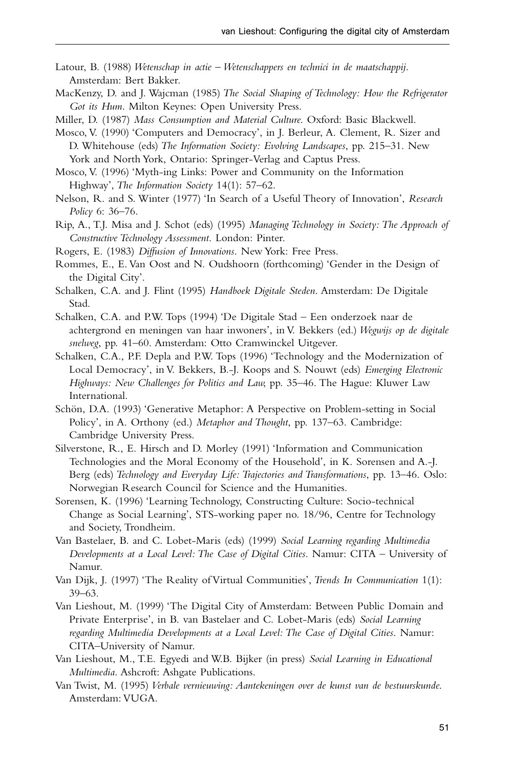Latour, B. (1988) *Wetenschap in actie – Wetenschappers en technici in de maatschappij*. Amsterdam: Bert Bakker.

MacKenzy, D. and J. Wajcman (1985) *The Social Shaping of Technology: How the Refrigerator Got its Hum*. Milton Keynes: Open University Press.

Miller, D. (1987) *Mass Consumption and Material Culture*. Oxford: Basic Blackwell.

Mosco, V. (1990) 'Computers and Democracy', in J. Berleur, A. Clement, R. Sizer and D. Whitehouse (eds) *The Information Society: Evolving Landscapes*, pp. 215–31. New York and North York, Ontario: Springer-Verlag and Captus Press.

Mosco, V. (1996) 'Myth-ing Links: Power and Community on the Information Highway', *The Information Society* 14(1): 57–62.

Nelson, R. and S. Winter (1977) 'In Search of a Useful Theory of Innovation', *Research Policy* 6: 36–76.

Rip, A., T.J. Misa and J. Schot (eds) (1995) *Managing Technology in Society: The Approach of Constructive Technology Assessment*. London: Pinter.

Rogers, E. (1983) *Diffusion of Innovations*. New York: Free Press.

Rommes, E., E. Van Oost and N. Oudshoorn (forthcoming) 'Gender in the Design of the Digital City'.

Schalken, C.A. and J. Flint (1995) *Handboek Digitale Steden*. Amsterdam: De Digitale Stad.

Schalken, C.A. and P.W. Tops (1994) 'De Digitale Stad – Een onderzoek naar de achtergrond en meningen van haar inwoners', in V. Bekkers (ed.) *Wegwijs op de digitale snelweg*, pp. 41–60. Amsterdam: Otto Cramwinckel Uitgever.

Schalken, C.A., P.F. Depla and P.W. Tops (1996) 'Technology and the Modernization of Local Democracy', in V. Bekkers, B.-J. Koops and S. Nouwt (eds) *Emerging Electronic Highways: New Challenges for Politics and Law*, pp. 35–46. The Hague: Kluwer Law International.

Schön, D.A. (1993) 'Generative Metaphor: A Perspective on Problem-setting in Social Policy', in A. Orthony (ed.) *Metaphor and Thought*, pp. 137–63. Cambridge: Cambridge University Press.

Silverstone, R., E. Hirsch and D. Morley (1991) 'Information and Communication Technologies and the Moral Economy of the Household', in K. Sorensen and A.-J. Berg (eds) *Technology and Everyday Life: Trajectories and Transformations*, pp. 13–46. Oslo: Norwegian Research Council for Science and the Humanities.

Sorensen, K. (1996) 'Learning Technology, Constructing Culture: Socio-technical Change as Social Learning', STS-working paper no. 18/96, Centre for Technology and Society, Trondheim.

Van Bastelaer, B. and C. Lobet-Maris (eds) (1999) *Social Learning regarding Multimedia Developments at a Local Level: The Case of Digital Cities*. Namur: CITA – University of Namur.

Van Dijk, J. (1997) 'The Reality of Virtual Communities', *Trends In Communication* 1(1): 39–63.

Van Lieshout, M. (1999) 'The Digital City of Amsterdam: Between Public Domain and Private Enterprise', in B. van Bastelaer and C. Lobet-Maris (eds) *Social Learning regarding Multimedia Developments at a Local Level: The Case of Digital Cities*. Namur: CITA–University of Namur.

Van Lieshout, M., T.E. Egyedi and W.B. Bijker (in press) *Social Learning in Educational Multimedia*. Ashcroft: Ashgate Publications.

Van Twist, M. (1995) *Verbale vernieuwing: Aantekeningen over de kunst van de bestuurskunde*. Amsterdam: VUGA.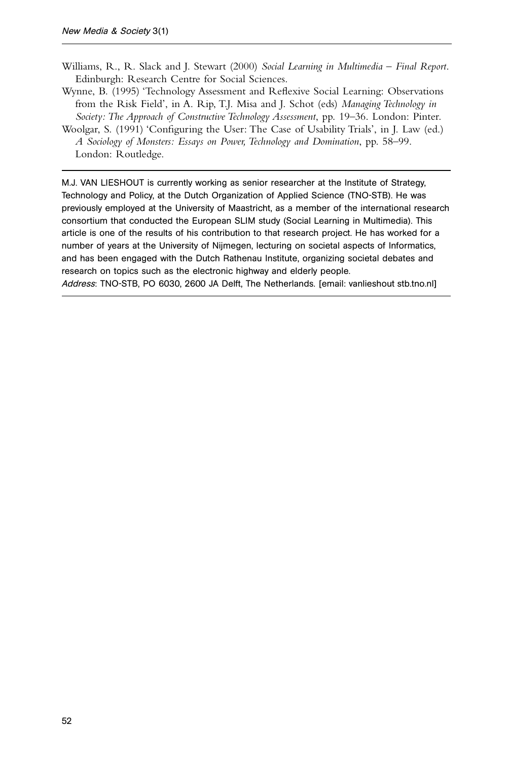Williams, R., R. Slack and J. Stewart (2000) *Social Learning in Multimedia – Final Report*. Edinburgh: Research Centre for Social Sciences.

Wynne, B. (1995) 'Technology Assessment and Reflexive Social Learning: Observations from the Risk Field', in A. Rip, T.J. Misa and J. Schot (eds) *Managing Technology in Society: The Approach of Constructive Technology Assessment*, pp. 19–36. London: Pinter.

Woolgar, S. (1991) 'Configuring the User: The Case of Usability Trials', in J. Law (ed.) *A Sociology of Monsters: Essays on Power, Technology and Domination*, pp. 58–99. London: Routledge.

---

M.J. VAN LIESHOUT is currently working as senior researcher at the Institute of Strategy, Technology and Policy, at the Dutch Organization of Applied Science (TNO-STB). He was previously employed at the University of Maastricht, as a member of the international research consortium that conducted the European SLIM study (Social Learning in Multimedia). This article is one of the results of his contribution to that research project. He has worked for a number of years at the University of Nijmegen, lecturing on societal aspects of Informatics, and has been engaged with the Dutch Rathenau Institute, organizing societal debates and research on topics such as the electronic highway and elderly people.

*Address*: TNO-STB, PO 6030, 2600 JA Delft, The Netherlands. [email: vanlieshout stb.tno.nl]